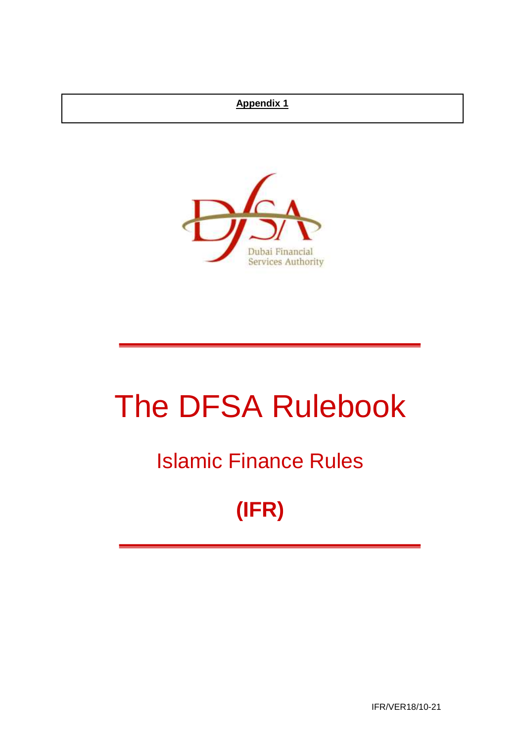**Appendix 1**

Dubai Financial Services Authority

# The DFSA Rulebook

## Islamic Finance Rules

## (IFR)

IFR/VER18/10-21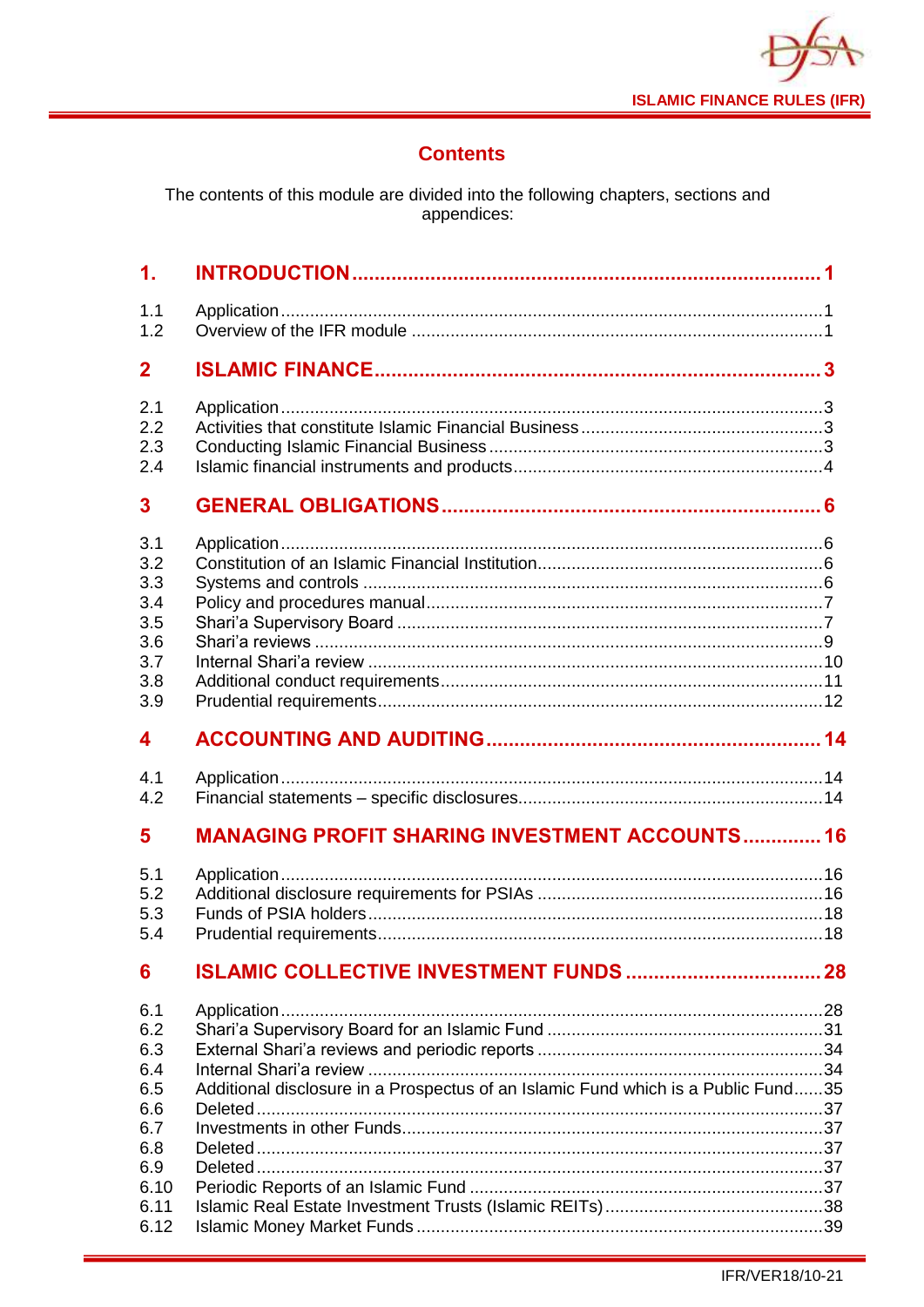## Contents

The contents of this module are divided into the following chapters, sections and appendices:

| | | |
|---|---|---|
| **1.** | **INTRODUCTION** | **1** |
| 1.1 | Application | 1 |
| 1.2 | Overview of the IFR module | 1 |
| **2** | **ISLAMIC FINANCE** | **3** |
| 2.1 | Application | 3 |
| 2.2 | Activities that constitute Islamic Financial Business | 3 |
| 2.3 | Conducting Islamic Financial Business | 3 |
| 2.4 | Islamic financial instruments and products | 4 |
| **3** | **GENERAL OBLIGATIONS** | **6** |
| 3.1 | Application | 6 |
| 3.2 | Constitution of an Islamic Financial Institution | 6 |
| 3.3 | Systems and controls | 6 |
| 3.4 | Policy and procedures manual | 7 |
| 3.5 | Shari'a Supervisory Board | 7 |
| 3.6 | Shari'a reviews | 9 |
| 3.7 | Internal Shari'a review | 10 |
| 3.8 | Additional conduct requirements | 11 |
| 3.9 | Prudential requirements | 12 |
| **4** | **ACCOUNTING AND AUDITING** | **14** |
| 4.1 | Application | 14 |
| 4.2 | Financial statements – specific disclosures | 14 |
| **5** | **MANAGING PROFIT SHARING INVESTMENT ACCOUNTS** | **16** |
| 5.1 | Application | 16 |
| 5.2 | Additional disclosure requirements for PSIAs | 16 |
| 5.3 | Funds of PSIA holders | 18 |
| 5.4 | Prudential requirements | 18 |
| **6** | **ISLAMIC COLLECTIVE INVESTMENT FUNDS** | **28** |
| 6.1 | Application | 28 |
| 6.2 | Shari'a Supervisory Board for an Islamic Fund | 31 |
| 6.3 | External Shari'a reviews and periodic reports | 34 |
| 6.4 | Internal Shari'a review | 34 |
| 6.5 | Additional disclosure in a Prospectus of an Islamic Fund which is a Public Fund | 35 |
| 6.6 | Deleted | 37 |
| 6.7 | Investments in other Funds | 37 |
| 6.8 | Deleted | 37 |
| 6.9 | Deleted | 37 |
| 6.10 | Periodic Reports of an Islamic Fund | 37 |
| 6.11 | Islamic Real Estate Investment Trusts (Islamic REITs) | 38 |
| 6.12 | Islamic Money Market Funds | 39 |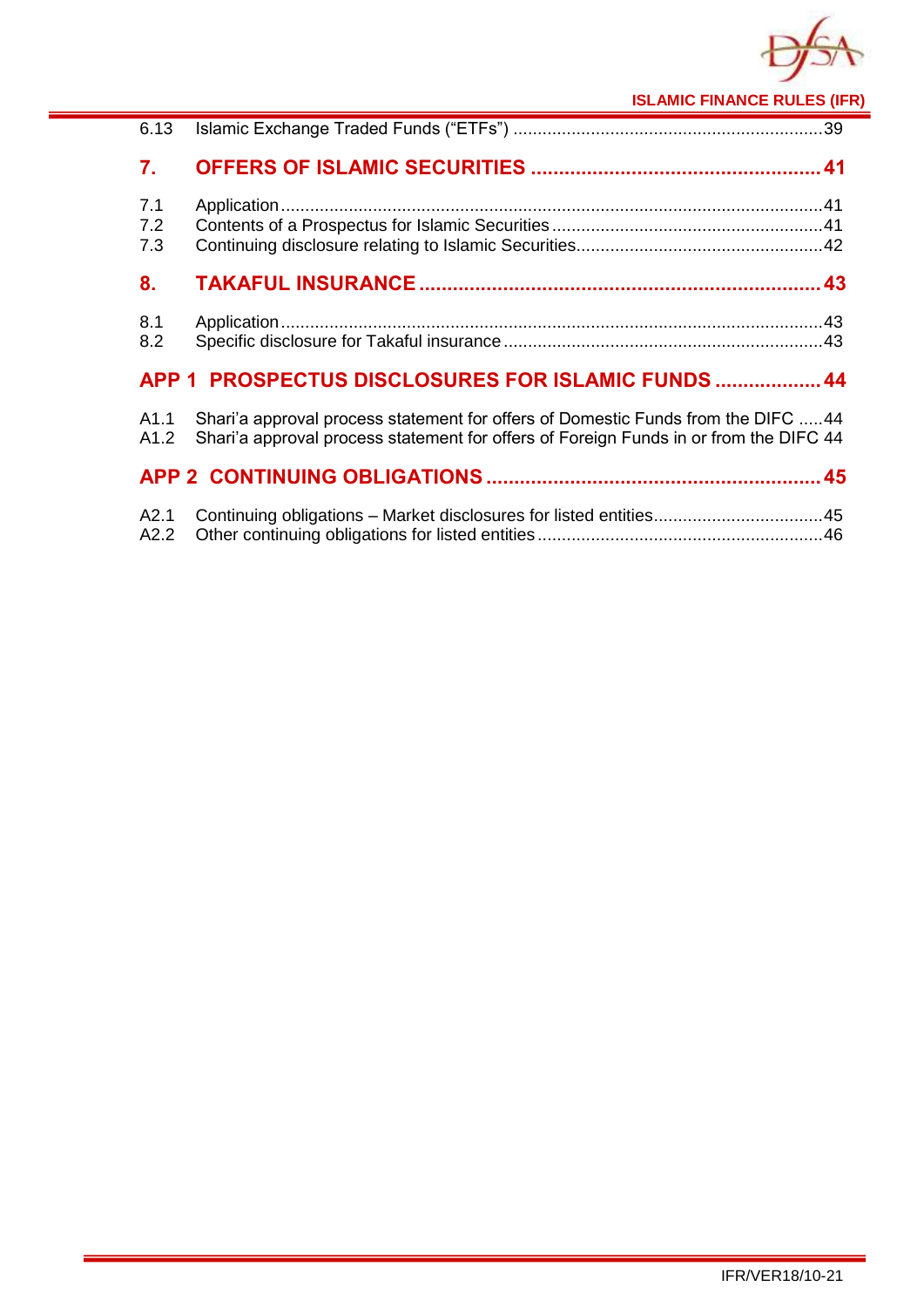| | | |
|---|---|---|
| 6.13 | Islamic Exchange Traded Funds (“ETFs”) | 39 |
| **7.** | **OFFERS OF ISLAMIC SECURITIES** | **41** |
| 7.1 | Application | 41 |
| 7.2 | Contents of a Prospectus for Islamic Securities | 41 |
| 7.3 | Continuing disclosure relating to Islamic Securities | 42 |
| **8.** | **TAKAFUL INSURANCE** | **43** |
| 8.1 | Application | 43 |
| 8.2 | Specific disclosure for Takaful insurance | 43 |
| **APP 1** | **PROSPECTUS DISCLOSURES FOR ISLAMIC FUNDS** | **44** |
| A1.1 | Shari’a approval process statement for offers of Domestic Funds from the DIFC | 44 |
| A1.2 | Shari’a approval process statement for offers of Foreign Funds in or from the DIFC | 44 |
| **APP 2** | **CONTINUING OBLIGATIONS** | **45** |
| A2.1 | Continuing obligations – Market disclosures for listed entities | 45 |
| A2.2 | Other continuing obligations for listed entities | 46 |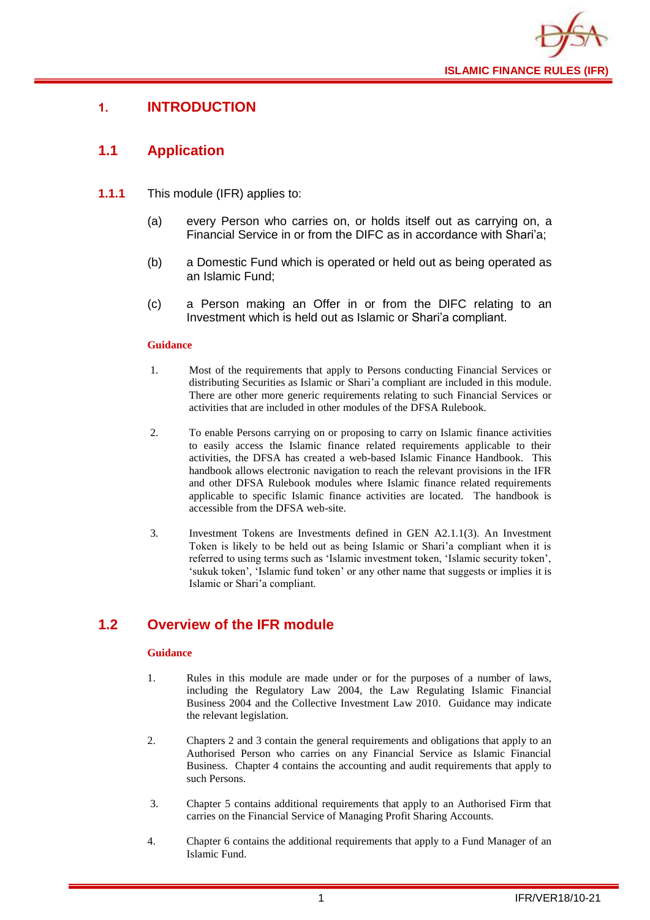# 1. INTRODUCTION

## 1.1 Application

**1.1.1** This module (IFR) applies to:

(a) every Person who carries on, or holds itself out as carrying on, a Financial Service in or from the DIFC as in accordance with Shari'a;

(b) a Domestic Fund which is operated or held out as being operated as an Islamic Fund;

(c) a Person making an Offer in or from the DIFC relating to an Investment which is held out as Islamic or Shari'a compliant.

**Guidance**

1. Most of the requirements that apply to Persons conducting Financial Services or distributing Securities as Islamic or Shari'a compliant are included in this module. There are other more generic requirements relating to such Financial Services or activities that are included in other modules of the DFSA Rulebook.

2. To enable Persons carrying on or proposing to carry on Islamic finance activities to easily access the Islamic finance related requirements applicable to their activities, the DFSA has created a web-based Islamic Finance Handbook. This handbook allows electronic navigation to reach the relevant provisions in the IFR and other DFSA Rulebook modules where Islamic finance related requirements applicable to specific Islamic finance activities are located. The handbook is accessible from the DFSA web-site.

3. Investment Tokens are Investments defined in GEN A2.1.1(3). An Investment Token is likely to be held out as being Islamic or Shari'a compliant when it is referred to using terms such as 'Islamic investment token, 'Islamic security token', 'sukuk token', 'Islamic fund token' or any other name that suggests or implies it is Islamic or Shari'a compliant.

## 1.2 Overview of the IFR module

**Guidance**

1. Rules in this module are made under or for the purposes of a number of laws, including the Regulatory Law 2004, the Law Regulating Islamic Financial Business 2004 and the Collective Investment Law 2010. Guidance may indicate the relevant legislation.

2. Chapters 2 and 3 contain the general requirements and obligations that apply to an Authorised Person who carries on any Financial Service as Islamic Financial Business. Chapter 4 contains the accounting and audit requirements that apply to such Persons.

3. Chapter 5 contains additional requirements that apply to an Authorised Firm that carries on the Financial Service of Managing Profit Sharing Accounts.

4. Chapter 6 contains the additional requirements that apply to a Fund Manager of an Islamic Fund.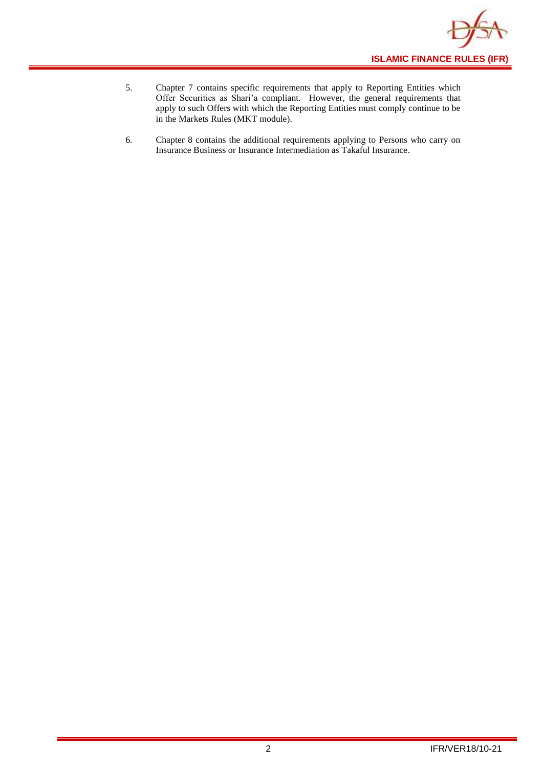5. Chapter 7 contains specific requirements that apply to Reporting Entities which Offer Securities as Shari'a compliant. However, the general requirements that apply to such Offers with which the Reporting Entities must comply continue to be in the Markets Rules (MKT module).

6. Chapter 8 contains the additional requirements applying to Persons who carry on Insurance Business or Insurance Intermediation as Takaful Insurance.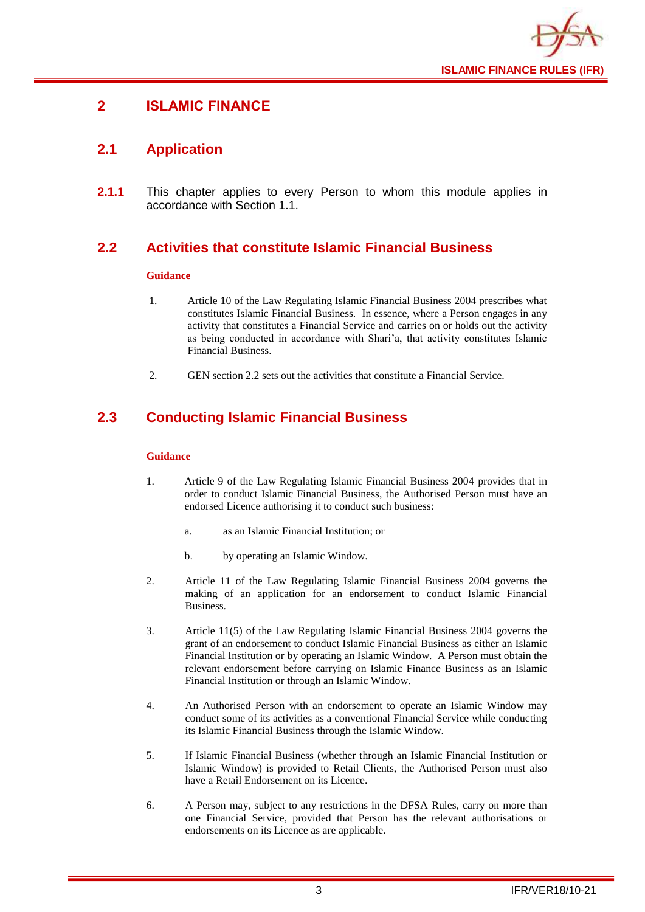# 2 ISLAMIC FINANCE

## 2.1 Application

**2.1.1** This chapter applies to every Person to whom this module applies in accordance with Section 1.1.

## 2.2 Activities that constitute Islamic Financial Business

**Guidance**

1. Article 10 of the Law Regulating Islamic Financial Business 2004 prescribes what constitutes Islamic Financial Business. In essence, where a Person engages in any activity that constitutes a Financial Service and carries on or holds out the activity as being conducted in accordance with Shari'a, that activity constitutes Islamic Financial Business.

2. GEN section 2.2 sets out the activities that constitute a Financial Service.

## 2.3 Conducting Islamic Financial Business

**Guidance**

1. Article 9 of the Law Regulating Islamic Financial Business 2004 provides that in order to conduct Islamic Financial Business, the Authorised Person must have an endorsed Licence authorising it to conduct such business:

   a. as an Islamic Financial Institution; or

   b. by operating an Islamic Window.

2. Article 11 of the Law Regulating Islamic Financial Business 2004 governs the making of an application for an endorsement to conduct Islamic Financial Business.

3. Article 11(5) of the Law Regulating Islamic Financial Business 2004 governs the grant of an endorsement to conduct Islamic Financial Business as either an Islamic Financial Institution or by operating an Islamic Window. A Person must obtain the relevant endorsement before carrying on Islamic Finance Business as an Islamic Financial Institution or through an Islamic Window.

4. An Authorised Person with an endorsement to operate an Islamic Window may conduct some of its activities as a conventional Financial Service while conducting its Islamic Financial Business through the Islamic Window.

5. If Islamic Financial Business (whether through an Islamic Financial Institution or Islamic Window) is provided to Retail Clients, the Authorised Person must also have a Retail Endorsement on its Licence.

6. A Person may, subject to any restrictions in the DFSA Rules, carry on more than one Financial Service, provided that Person has the relevant authorisations or endorsements on its Licence as are applicable.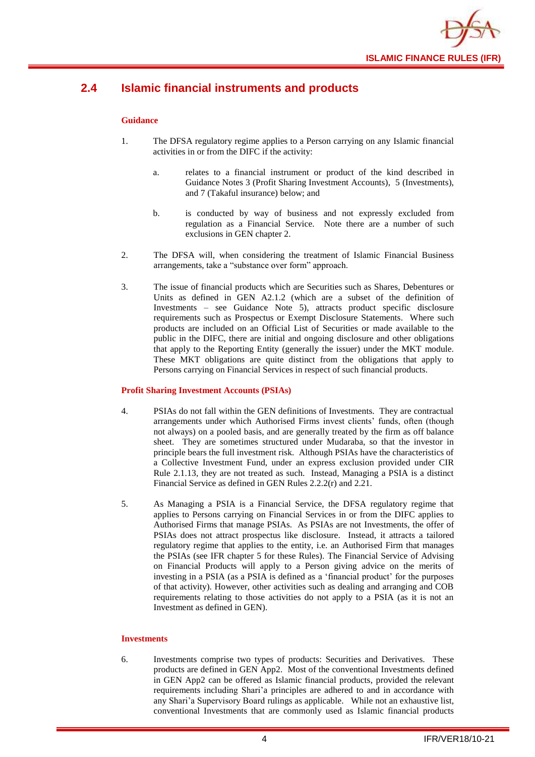## 2.4 Islamic financial instruments and products

### Guidance

1. The DFSA regulatory regime applies to a Person carrying on any Islamic financial activities in or from the DIFC if the activity:

   a. relates to a financial instrument or product of the kind described in Guidance Notes 3 (Profit Sharing Investment Accounts), 5 (Investments), and 7 (Takaful insurance) below; and

   b. is conducted by way of business and not expressly excluded from regulation as a Financial Service. Note there are a number of such exclusions in GEN chapter 2.

2. The DFSA will, when considering the treatment of Islamic Financial Business arrangements, take a "substance over form" approach.

3. The issue of financial products which are Securities such as Shares, Debentures or Units as defined in GEN A2.1.2 (which are a subset of the definition of Investments – see Guidance Note 5), attracts product specific disclosure requirements such as Prospectus or Exempt Disclosure Statements. Where such products are included on an Official List of Securities or made available to the public in the DIFC, there are initial and ongoing disclosure and other obligations that apply to the Reporting Entity (generally the issuer) under the MKT module. These MKT obligations are quite distinct from the obligations that apply to Persons carrying on Financial Services in respect of such financial products.

### Profit Sharing Investment Accounts (PSIAs)

4. PSIAs do not fall within the GEN definitions of Investments. They are contractual arrangements under which Authorised Firms invest clients' funds, often (though not always) on a pooled basis, and are generally treated by the firm as off balance sheet. They are sometimes structured under Mudaraba, so that the investor in principle bears the full investment risk. Although PSIAs have the characteristics of a Collective Investment Fund, under an express exclusion provided under CIR Rule 2.1.13, they are not treated as such. Instead, Managing a PSIA is a distinct Financial Service as defined in GEN Rules 2.2.2(r) and 2.21.

5. As Managing a PSIA is a Financial Service, the DFSA regulatory regime that applies to Persons carrying on Financial Services in or from the DIFC applies to Authorised Firms that manage PSIAs. As PSIAs are not Investments, the offer of PSIAs does not attract prospectus like disclosure. Instead, it attracts a tailored regulatory regime that applies to the entity, i.e. an Authorised Firm that manages the PSIAs (see IFR chapter 5 for these Rules). The Financial Service of Advising on Financial Products will apply to a Person giving advice on the merits of investing in a PSIA (as a PSIA is defined as a 'financial product' for the purposes of that activity). However, other activities such as dealing and arranging and COB requirements relating to those activities do not apply to a PSIA (as it is not an Investment as defined in GEN).

### Investments

6. Investments comprise two types of products: Securities and Derivatives. These products are defined in GEN App2. Most of the conventional Investments defined in GEN App2 can be offered as Islamic financial products, provided the relevant requirements including Shari'a principles are adhered to and in accordance with any Shari'a Supervisory Board rulings as applicable. While not an exhaustive list, conventional Investments that are commonly used as Islamic financial products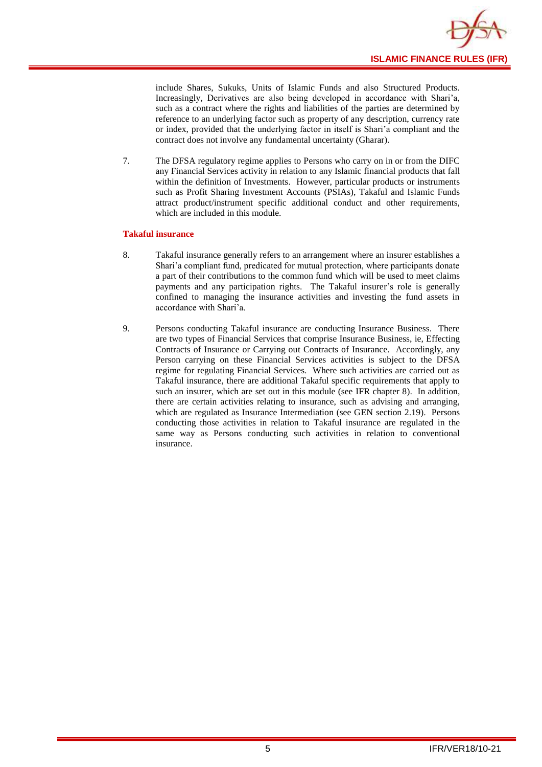include Shares, Sukuks, Units of Islamic Funds and also Structured Products. Increasingly, Derivatives are also being developed in accordance with Shari'a, such as a contract where the rights and liabilities of the parties are determined by reference to an underlying factor such as property of any description, currency rate or index, provided that the underlying factor in itself is Shari'a compliant and the contract does not involve any fundamental uncertainty (Gharar).

7. The DFSA regulatory regime applies to Persons who carry on in or from the DIFC any Financial Services activity in relation to any Islamic financial products that fall within the definition of Investments. However, particular products or instruments such as Profit Sharing Investment Accounts (PSIAs), Takaful and Islamic Funds attract product/instrument specific additional conduct and other requirements, which are included in this module.

### Takaful insurance

8. Takaful insurance generally refers to an arrangement where an insurer establishes a Shari'a compliant fund, predicated for mutual protection, where participants donate a part of their contributions to the common fund which will be used to meet claims payments and any participation rights. The Takaful insurer's role is generally confined to managing the insurance activities and investing the fund assets in accordance with Shari'a.

9. Persons conducting Takaful insurance are conducting Insurance Business. There are two types of Financial Services that comprise Insurance Business, ie, Effecting Contracts of Insurance or Carrying out Contracts of Insurance. Accordingly, any Person carrying on these Financial Services activities is subject to the DFSA regime for regulating Financial Services. Where such activities are carried out as Takaful insurance, there are additional Takaful specific requirements that apply to such an insurer, which are set out in this module (see IFR chapter 8). In addition, there are certain activities relating to insurance, such as advising and arranging, which are regulated as Insurance Intermediation (see GEN section 2.19). Persons conducting those activities in relation to Takaful insurance are regulated in the same way as Persons conducting such activities in relation to conventional insurance.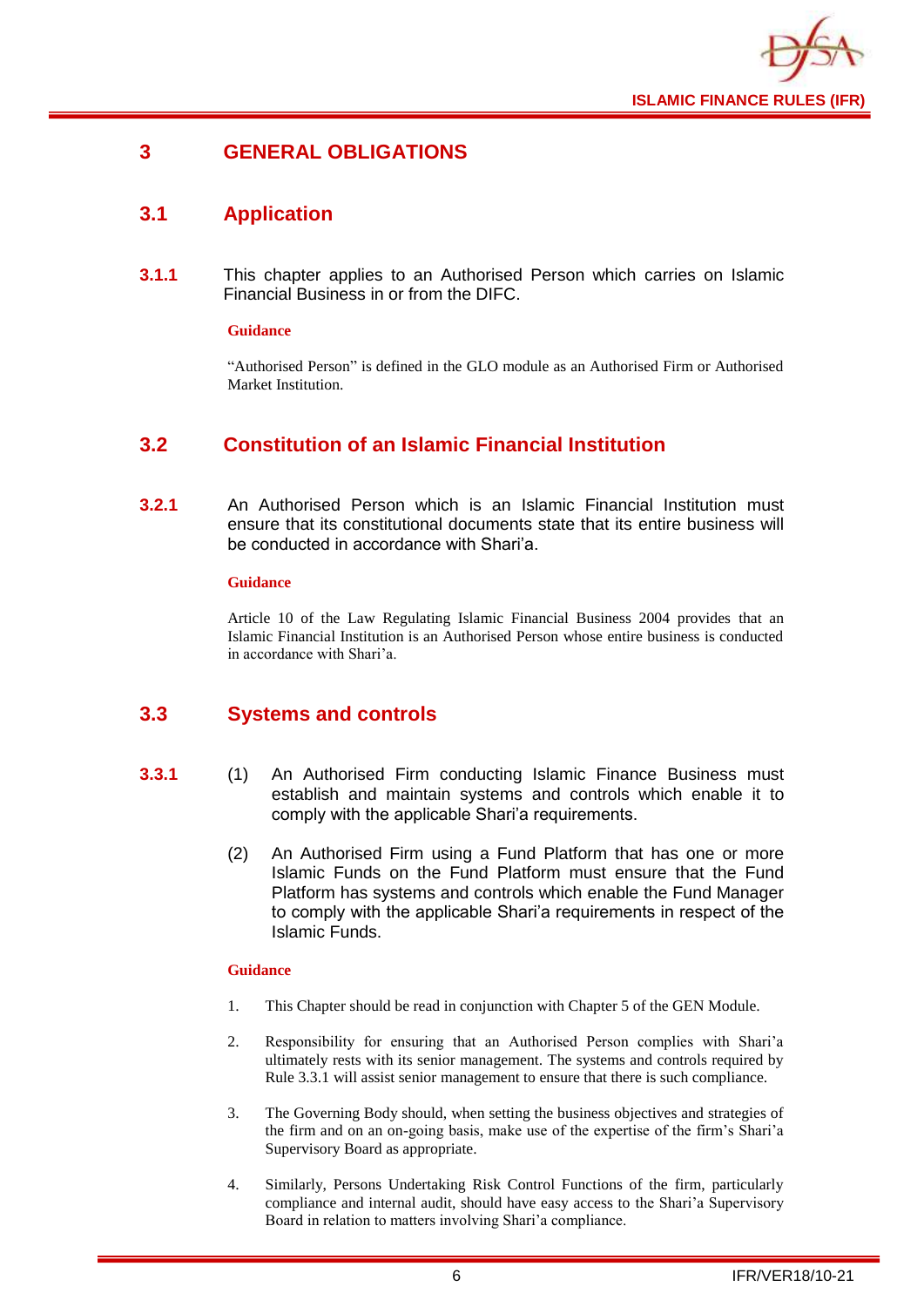# 3 GENERAL OBLIGATIONS

## 3.1 Application

**3.1.1** This chapter applies to an Authorised Person which carries on Islamic Financial Business in or from the DIFC.

**Guidance**

"Authorised Person" is defined in the GLO module as an Authorised Firm or Authorised Market Institution.

## 3.2 Constitution of an Islamic Financial Institution

**3.2.1** An Authorised Person which is an Islamic Financial Institution must ensure that its constitutional documents state that its entire business will be conducted in accordance with Shari'a.

**Guidance**

Article 10 of the Law Regulating Islamic Financial Business 2004 provides that an Islamic Financial Institution is an Authorised Person whose entire business is conducted in accordance with Shari'a.

## 3.3 Systems and controls

**3.3.1**

(1) An Authorised Firm conducting Islamic Finance Business must establish and maintain systems and controls which enable it to comply with the applicable Shari'a requirements.

(2) An Authorised Firm using a Fund Platform that has one or more Islamic Funds on the Fund Platform must ensure that the Fund Platform has systems and controls which enable the Fund Manager to comply with the applicable Shari'a requirements in respect of the Islamic Funds.

**Guidance**

1. This Chapter should be read in conjunction with Chapter 5 of the GEN Module.

2. Responsibility for ensuring that an Authorised Person complies with Shari'a ultimately rests with its senior management. The systems and controls required by Rule 3.3.1 will assist senior management to ensure that there is such compliance.

3. The Governing Body should, when setting the business objectives and strategies of the firm and on an on-going basis, make use of the expertise of the firm's Shari'a Supervisory Board as appropriate.

4. Similarly, Persons Undertaking Risk Control Functions of the firm, particularly compliance and internal audit, should have easy access to the Shari'a Supervisory Board in relation to matters involving Shari'a compliance.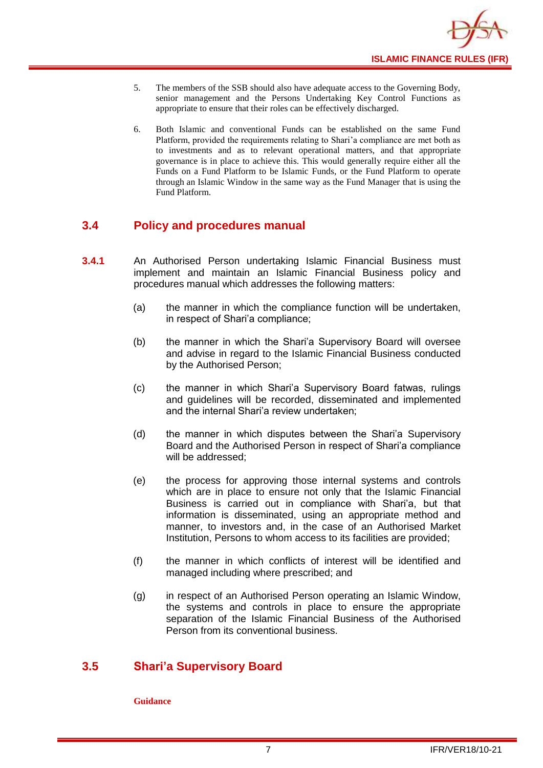5. The members of the SSB should also have adequate access to the Governing Body, senior management and the Persons Undertaking Key Control Functions as appropriate to ensure that their roles can be effectively discharged.

6. Both Islamic and conventional Funds can be established on the same Fund Platform, provided the requirements relating to Shari'a compliance are met both as to investments and as to relevant operational matters, and that appropriate governance is in place to achieve this. This would generally require either all the Funds on a Fund Platform to be Islamic Funds, or the Fund Platform to operate through an Islamic Window in the same way as the Fund Manager that is using the Fund Platform.

## 3.4 Policy and procedures manual

**3.4.1** An Authorised Person undertaking Islamic Financial Business must implement and maintain an Islamic Financial Business policy and procedures manual which addresses the following matters:

(a) the manner in which the compliance function will be undertaken, in respect of Shari'a compliance;

(b) the manner in which the Shari'a Supervisory Board will oversee and advise in regard to the Islamic Financial Business conducted by the Authorised Person;

(c) the manner in which Shari'a Supervisory Board fatwas, rulings and guidelines will be recorded, disseminated and implemented and the internal Shari'a review undertaken;

(d) the manner in which disputes between the Shari'a Supervisory Board and the Authorised Person in respect of Shari'a compliance will be addressed;

(e) the process for approving those internal systems and controls which are in place to ensure not only that the Islamic Financial Business is carried out in compliance with Shari'a, but that information is disseminated, using an appropriate method and manner, to investors and, in the case of an Authorised Market Institution, Persons to whom access to its facilities are provided;

(f) the manner in which conflicts of interest will be identified and managed including where prescribed; and

(g) in respect of an Authorised Person operating an Islamic Window, the systems and controls in place to ensure the appropriate separation of the Islamic Financial Business of the Authorised Person from its conventional business.

## 3.5 Shari'a Supervisory Board

**Guidance**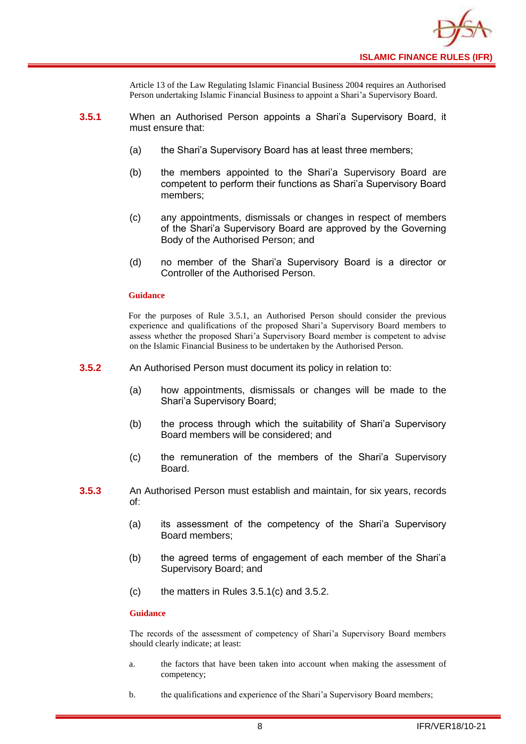Article 13 of the Law Regulating Islamic Financial Business 2004 requires an Authorised Person undertaking Islamic Financial Business to appoint a Shari'a Supervisory Board.

**3.5.1** When an Authorised Person appoints a Shari'a Supervisory Board, it must ensure that:

(a) the Shari'a Supervisory Board has at least three members;

(b) the members appointed to the Shari'a Supervisory Board are competent to perform their functions as Shari'a Supervisory Board members;

(c) any appointments, dismissals or changes in respect of members of the Shari'a Supervisory Board are approved by the Governing Body of the Authorised Person; and

(d) no member of the Shari'a Supervisory Board is a director or Controller of the Authorised Person.

**Guidance**

For the purposes of Rule 3.5.1, an Authorised Person should consider the previous experience and qualifications of the proposed Shari'a Supervisory Board members to assess whether the proposed Shari'a Supervisory Board member is competent to advise on the Islamic Financial Business to be undertaken by the Authorised Person.

**3.5.2** An Authorised Person must document its policy in relation to:

(a) how appointments, dismissals or changes will be made to the Shari'a Supervisory Board;

(b) the process through which the suitability of Shari'a Supervisory Board members will be considered; and

(c) the remuneration of the members of the Shari'a Supervisory Board.

**3.5.3** An Authorised Person must establish and maintain, for six years, records of:

(a) its assessment of the competency of the Shari'a Supervisory Board members;

(b) the agreed terms of engagement of each member of the Shari'a Supervisory Board; and

(c) the matters in Rules 3.5.1(c) and 3.5.2.

**Guidance**

The records of the assessment of competency of Shari'a Supervisory Board members should clearly indicate; at least:

a. the factors that have been taken into account when making the assessment of competency;

b. the qualifications and experience of the Shari'a Supervisory Board members;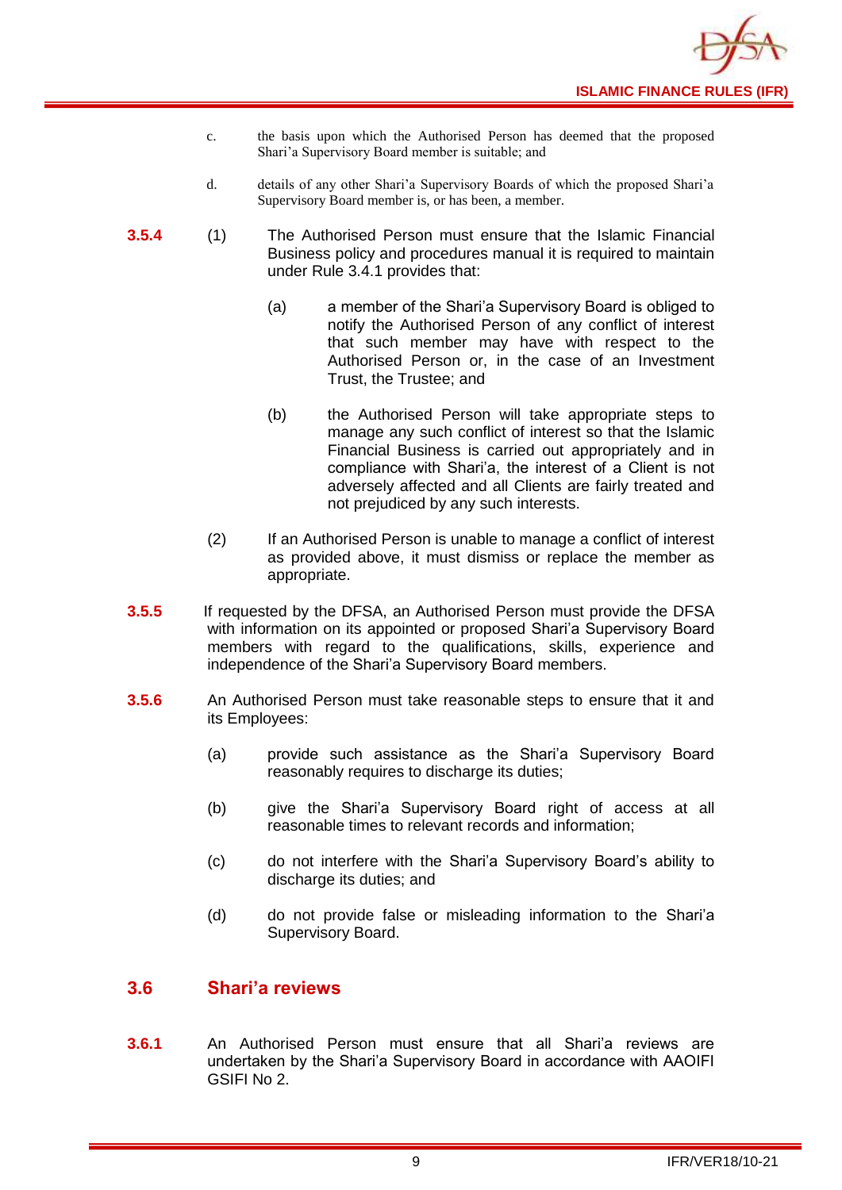c. the basis upon which the Authorised Person has deemed that the proposed Shari'a Supervisory Board member is suitable; and

d. details of any other Shari'a Supervisory Boards of which the proposed Shari'a Supervisory Board member is, or has been, a member.

**3.5.4** (1) The Authorised Person must ensure that the Islamic Financial Business policy and procedures manual it is required to maintain under Rule 3.4.1 provides that:

(a) a member of the Shari'a Supervisory Board is obliged to notify the Authorised Person of any conflict of interest that such member may have with respect to the Authorised Person or, in the case of an Investment Trust, the Trustee; and

(b) the Authorised Person will take appropriate steps to manage any such conflict of interest so that the Islamic Financial Business is carried out appropriately and in compliance with Shari'a, the interest of a Client is not adversely affected and all Clients are fairly treated and not prejudiced by any such interests.

(2) If an Authorised Person is unable to manage a conflict of interest as provided above, it must dismiss or replace the member as appropriate.

**3.5.5** If requested by the DFSA, an Authorised Person must provide the DFSA with information on its appointed or proposed Shari'a Supervisory Board members with regard to the qualifications, skills, experience and independence of the Shari'a Supervisory Board members.

**3.5.6** An Authorised Person must take reasonable steps to ensure that it and its Employees:

(a) provide such assistance as the Shari'a Supervisory Board reasonably requires to discharge its duties;

(b) give the Shari'a Supervisory Board right of access at all reasonable times to relevant records and information;

(c) do not interfere with the Shari'a Supervisory Board's ability to discharge its duties; and

(d) do not provide false or misleading information to the Shari'a Supervisory Board.

## 3.6 Shari'a reviews

**3.6.1** An Authorised Person must ensure that all Shari'a reviews are undertaken by the Shari'a Supervisory Board in accordance with AAOIFI GSIFI No 2.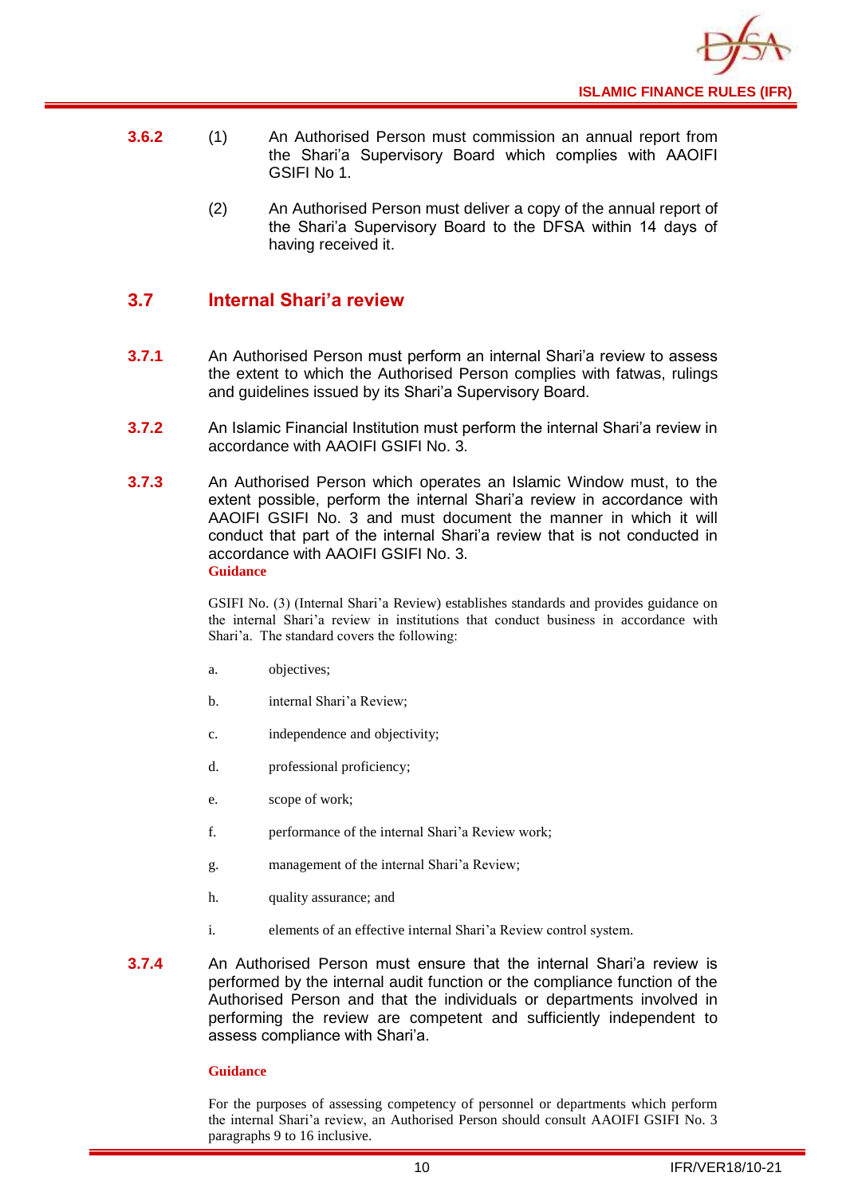**3.6.2** (1) An Authorised Person must commission an annual report from the Shari'a Supervisory Board which complies with AAOIFI GSIFI No 1.

(2) An Authorised Person must deliver a copy of the annual report of the Shari'a Supervisory Board to the DFSA within 14 days of having received it.

## 3.7 Internal Shari'a review

**3.7.1** An Authorised Person must perform an internal Shari'a review to assess the extent to which the Authorised Person complies with fatwas, rulings and guidelines issued by its Shari'a Supervisory Board.

**3.7.2** An Islamic Financial Institution must perform the internal Shari'a review in accordance with AAOIFI GSIFI No. 3.

**3.7.3** An Authorised Person which operates an Islamic Window must, to the extent possible, perform the internal Shari'a review in accordance with AAOIFI GSIFI No. 3 and must document the manner in which it will conduct that part of the internal Shari'a review that is not conducted in accordance with AAOIFI GSIFI No. 3.

**Guidance**

GSIFI No. (3) (Internal Shari'a Review) establishes standards and provides guidance on the internal Shari'a review in institutions that conduct business in accordance with Shari'a. The standard covers the following:

a. objectives;

b. internal Shari'a Review;

c. independence and objectivity;

d. professional proficiency;

e. scope of work;

f. performance of the internal Shari'a Review work;

g. management of the internal Shari'a Review;

h. quality assurance; and

i. elements of an effective internal Shari'a Review control system.

**3.7.4** An Authorised Person must ensure that the internal Shari'a review is performed by the internal audit function or the compliance function of the Authorised Person and that the individuals or departments involved in performing the review are competent and sufficiently independent to assess compliance with Shari'a.

**Guidance**

For the purposes of assessing competency of personnel or departments which perform the internal Shari'a review, an Authorised Person should consult AAOIFI GSIFI No. 3 paragraphs 9 to 16 inclusive.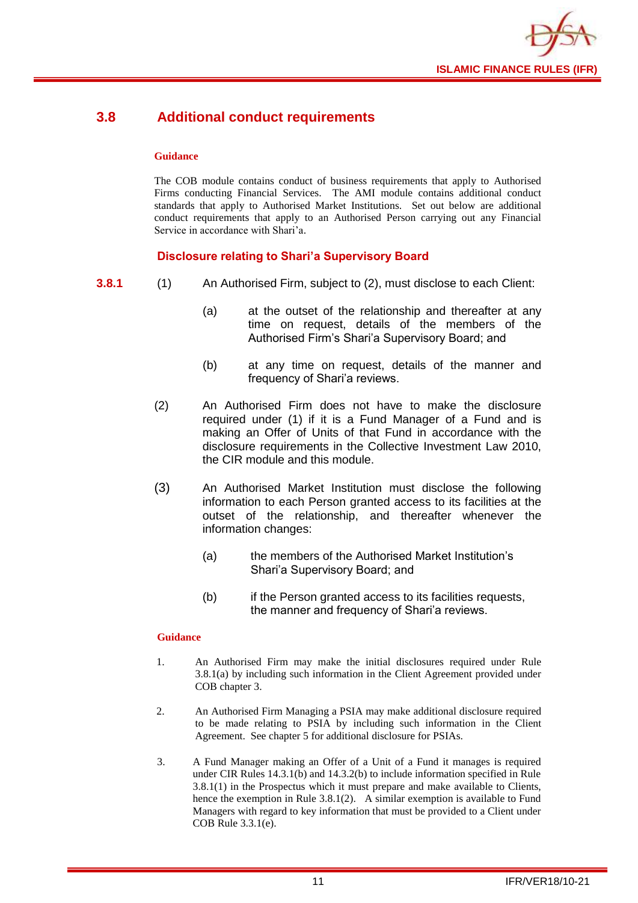## 3.8 Additional conduct requirements

**Guidance**

The COB module contains conduct of business requirements that apply to Authorised Firms conducting Financial Services. The AMI module contains additional conduct standards that apply to Authorised Market Institutions. Set out below are additional conduct requirements that apply to an Authorised Person carrying out any Financial Service in accordance with Shari'a.

### Disclosure relating to Shari'a Supervisory Board

**3.8.1** (1) An Authorised Firm, subject to (2), must disclose to each Client:

(a) at the outset of the relationship and thereafter at any time on request, details of the members of the Authorised Firm's Shari'a Supervisory Board; and

(b) at any time on request, details of the manner and frequency of Shari'a reviews.

(2) An Authorised Firm does not have to make the disclosure required under (1) if it is a Fund Manager of a Fund and is making an Offer of Units of that Fund in accordance with the disclosure requirements in the Collective Investment Law 2010, the CIR module and this module.

(3) An Authorised Market Institution must disclose the following information to each Person granted access to its facilities at the outset of the relationship, and thereafter whenever the information changes:

(a) the members of the Authorised Market Institution's Shari'a Supervisory Board; and

(b) if the Person granted access to its facilities requests, the manner and frequency of Shari'a reviews.

**Guidance**

1. An Authorised Firm may make the initial disclosures required under Rule 3.8.1(a) by including such information in the Client Agreement provided under COB chapter 3.

2. An Authorised Firm Managing a PSIA may make additional disclosure required to be made relating to PSIA by including such information in the Client Agreement. See chapter 5 for additional disclosure for PSIAs.

3. A Fund Manager making an Offer of a Unit of a Fund it manages is required under CIR Rules 14.3.1(b) and 14.3.2(b) to include information specified in Rule 3.8.1(1) in the Prospectus which it must prepare and make available to Clients, hence the exemption in Rule 3.8.1(2). A similar exemption is available to Fund Managers with regard to key information that must be provided to a Client under COB Rule 3.3.1(e).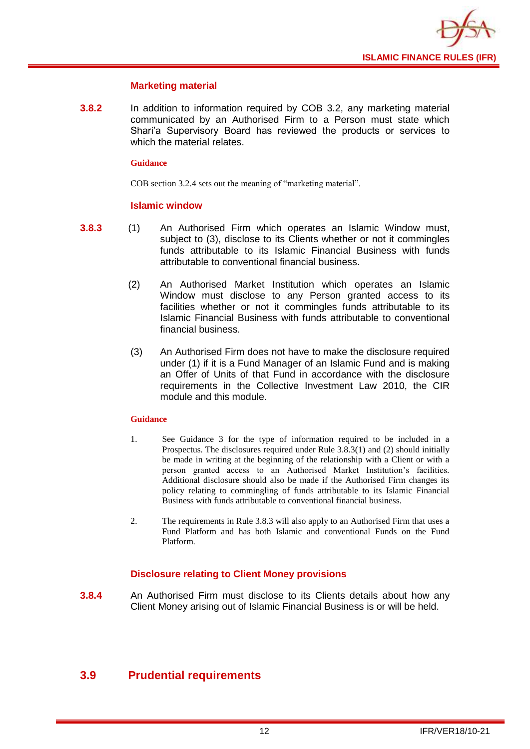### Marketing material

**3.8.2** In addition to information required by COB 3.2, any marketing material communicated by an Authorised Firm to a Person must state which Shari'a Supervisory Board has reviewed the products or services to which the material relates.

**Guidance**

COB section 3.2.4 sets out the meaning of "marketing material".

### Islamic window

**3.8.3** (1) An Authorised Firm which operates an Islamic Window must, subject to (3), disclose to its Clients whether or not it commingles funds attributable to its Islamic Financial Business with funds attributable to conventional financial business.

(2) An Authorised Market Institution which operates an Islamic Window must disclose to any Person granted access to its facilities whether or not it commingles funds attributable to its Islamic Financial Business with funds attributable to conventional financial business.

(3) An Authorised Firm does not have to make the disclosure required under (1) if it is a Fund Manager of an Islamic Fund and is making an Offer of Units of that Fund in accordance with the disclosure requirements in the Collective Investment Law 2010, the CIR module and this module.

**Guidance**

1. See Guidance 3 for the type of information required to be included in a Prospectus. The disclosures required under Rule 3.8.3(1) and (2) should initially be made in writing at the beginning of the relationship with a Client or with a person granted access to an Authorised Market Institution's facilities. Additional disclosure should also be made if the Authorised Firm changes its policy relating to commingling of funds attributable to its Islamic Financial Business with funds attributable to conventional financial business.

2. The requirements in Rule 3.8.3 will also apply to an Authorised Firm that uses a Fund Platform and has both Islamic and conventional Funds on the Fund Platform.

### Disclosure relating to Client Money provisions

**3.8.4** An Authorised Firm must disclose to its Clients details about how any Client Money arising out of Islamic Financial Business is or will be held.

## 3.9 Prudential requirements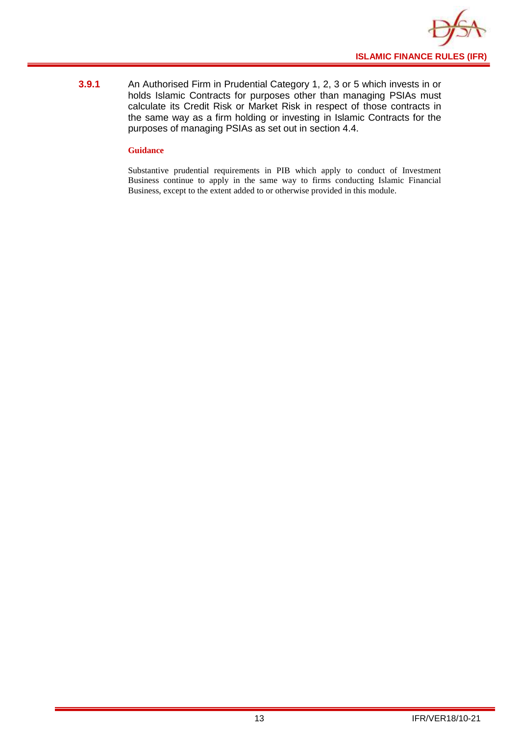**3.9.1** An Authorised Firm in Prudential Category 1, 2, 3 or 5 which invests in or holds Islamic Contracts for purposes other than managing PSIAs must calculate its Credit Risk or Market Risk in respect of those contracts in the same way as a firm holding or investing in Islamic Contracts for the purposes of managing PSIAs as set out in section 4.4.

**Guidance**

Substantive prudential requirements in PIB which apply to conduct of Investment Business continue to apply in the same way to firms conducting Islamic Financial Business, except to the extent added to or otherwise provided in this module.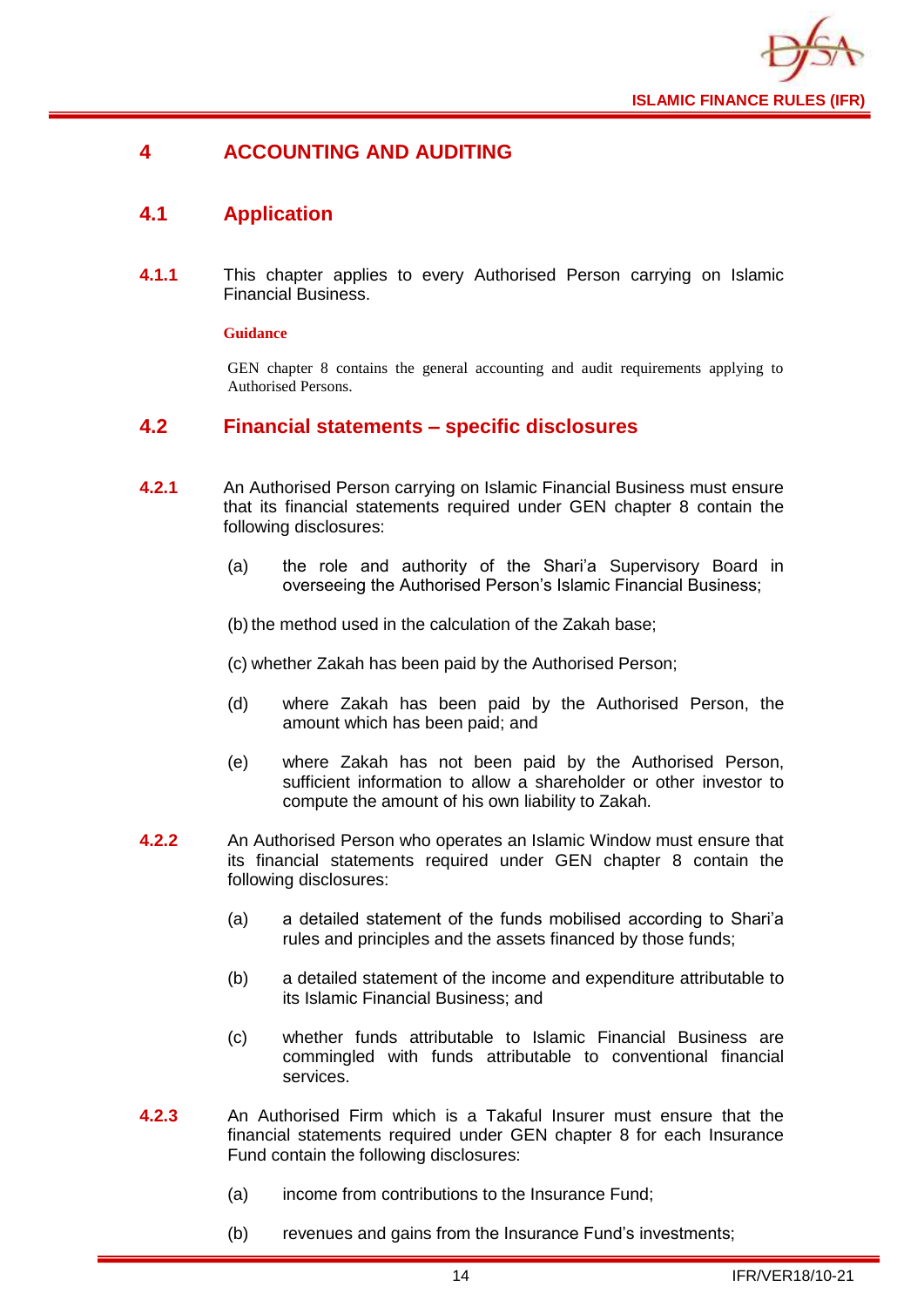# 4 ACCOUNTING AND AUDITING

## 4.1 Application

**4.1.1** This chapter applies to every Authorised Person carrying on Islamic Financial Business.

**Guidance**

GEN chapter 8 contains the general accounting and audit requirements applying to Authorised Persons.

## 4.2 Financial statements – specific disclosures

**4.2.1** An Authorised Person carrying on Islamic Financial Business must ensure that its financial statements required under GEN chapter 8 contain the following disclosures:

(a) the role and authority of the Shari'a Supervisory Board in overseeing the Authorised Person's Islamic Financial Business;

(b) the method used in the calculation of the Zakah base;

(c) whether Zakah has been paid by the Authorised Person;

(d) where Zakah has been paid by the Authorised Person, the amount which has been paid; and

(e) where Zakah has not been paid by the Authorised Person, sufficient information to allow a shareholder or other investor to compute the amount of his own liability to Zakah.

**4.2.2** An Authorised Person who operates an Islamic Window must ensure that its financial statements required under GEN chapter 8 contain the following disclosures:

(a) a detailed statement of the funds mobilised according to Shari'a rules and principles and the assets financed by those funds;

(b) a detailed statement of the income and expenditure attributable to its Islamic Financial Business; and

(c) whether funds attributable to Islamic Financial Business are commingled with funds attributable to conventional financial services.

**4.2.3** An Authorised Firm which is a Takaful Insurer must ensure that the financial statements required under GEN chapter 8 for each Insurance Fund contain the following disclosures:

(a) income from contributions to the Insurance Fund;

(b) revenues and gains from the Insurance Fund's investments;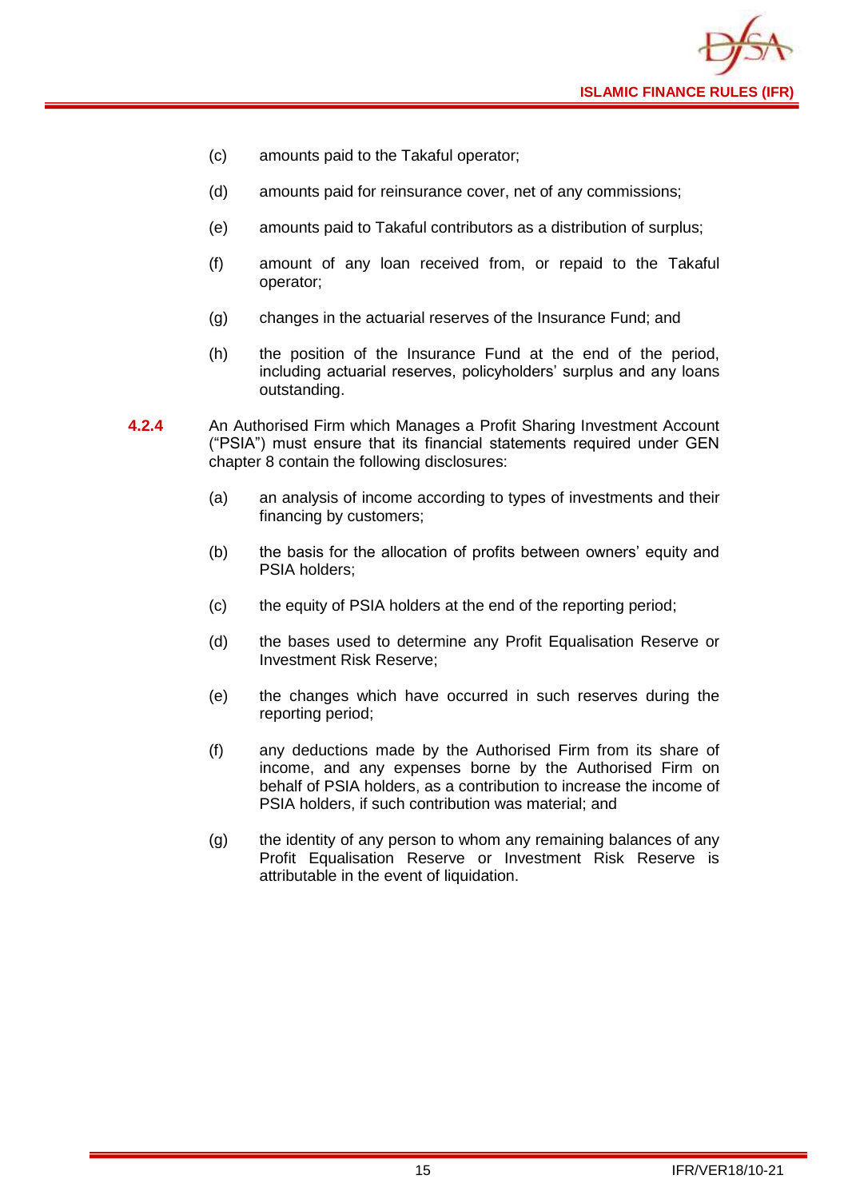(c) amounts paid to the Takaful operator;

(d) amounts paid for reinsurance cover, net of any commissions;

(e) amounts paid to Takaful contributors as a distribution of surplus;

(f) amount of any loan received from, or repaid to the Takaful operator;

(g) changes in the actuarial reserves of the Insurance Fund; and

(h) the position of the Insurance Fund at the end of the period, including actuarial reserves, policyholders' surplus and any loans outstanding.

**4.2.4** An Authorised Firm which Manages a Profit Sharing Investment Account ("PSIA") must ensure that its financial statements required under GEN chapter 8 contain the following disclosures:

(a) an analysis of income according to types of investments and their financing by customers;

(b) the basis for the allocation of profits between owners' equity and PSIA holders;

(c) the equity of PSIA holders at the end of the reporting period;

(d) the bases used to determine any Profit Equalisation Reserve or Investment Risk Reserve;

(e) the changes which have occurred in such reserves during the reporting period;

(f) any deductions made by the Authorised Firm from its share of income, and any expenses borne by the Authorised Firm on behalf of PSIA holders, as a contribution to increase the income of PSIA holders, if such contribution was material; and

(g) the identity of any person to whom any remaining balances of any Profit Equalisation Reserve or Investment Risk Reserve is attributable in the event of liquidation.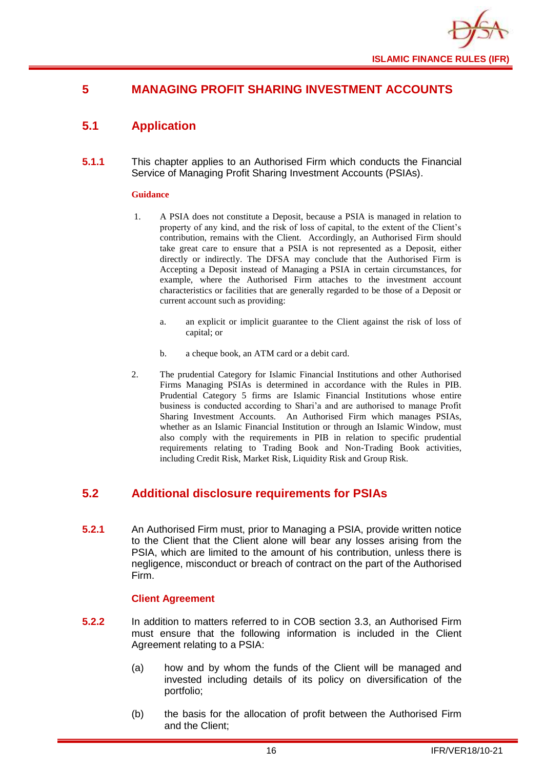# 5 MANAGING PROFIT SHARING INVESTMENT ACCOUNTS

## 5.1 Application

**5.1.1** This chapter applies to an Authorised Firm which conducts the Financial Service of Managing Profit Sharing Investment Accounts (PSIAs).

**Guidance**

1. A PSIA does not constitute a Deposit, because a PSIA is managed in relation to property of any kind, and the risk of loss of capital, to the extent of the Client's contribution, remains with the Client. Accordingly, an Authorised Firm should take great care to ensure that a PSIA is not represented as a Deposit, either directly or indirectly. The DFSA may conclude that the Authorised Firm is Accepting a Deposit instead of Managing a PSIA in certain circumstances, for example, where the Authorised Firm attaches to the investment account characteristics or facilities that are generally regarded to be those of a Deposit or current account such as providing:

   a. an explicit or implicit guarantee to the Client against the risk of loss of capital; or

   b. a cheque book, an ATM card or a debit card.

2. The prudential Category for Islamic Financial Institutions and other Authorised Firms Managing PSIAs is determined in accordance with the Rules in PIB. Prudential Category 5 firms are Islamic Financial Institutions whose entire business is conducted according to Shari'a and are authorised to manage Profit Sharing Investment Accounts. An Authorised Firm which manages PSIAs, whether as an Islamic Financial Institution or through an Islamic Window, must also comply with the requirements in PIB in relation to specific prudential requirements relating to Trading Book and Non-Trading Book activities, including Credit Risk, Market Risk, Liquidity Risk and Group Risk.

## 5.2 Additional disclosure requirements for PSIAs

**5.2.1** An Authorised Firm must, prior to Managing a PSIA, provide written notice to the Client that the Client alone will bear any losses arising from the PSIA, which are limited to the amount of his contribution, unless there is negligence, misconduct or breach of contract on the part of the Authorised Firm.

### Client Agreement

**5.2.2** In addition to matters referred to in COB section 3.3, an Authorised Firm must ensure that the following information is included in the Client Agreement relating to a PSIA:

(a) how and by whom the funds of the Client will be managed and invested including details of its policy on diversification of the portfolio;

(b) the basis for the allocation of profit between the Authorised Firm and the Client;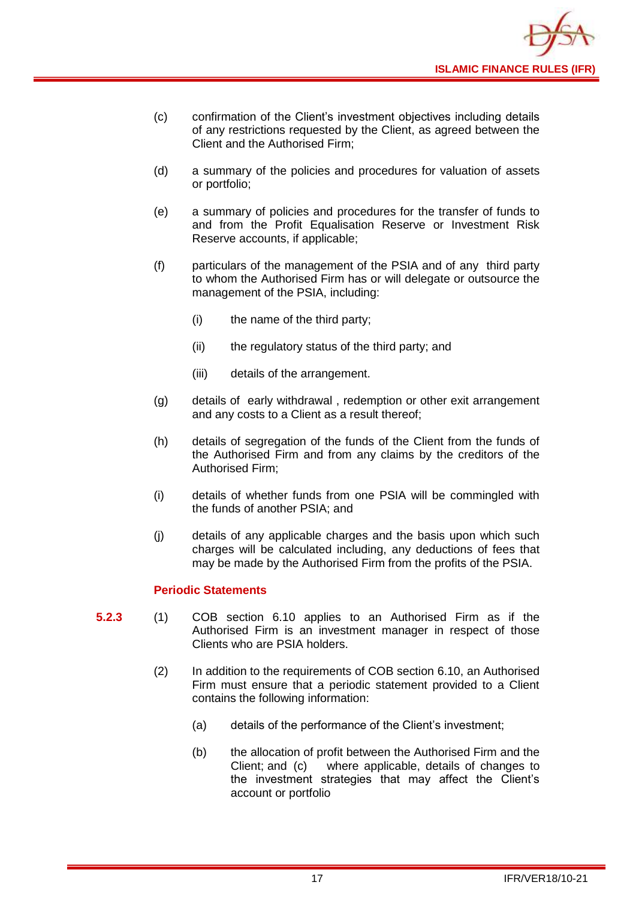(c) confirmation of the Client's investment objectives including details of any restrictions requested by the Client, as agreed between the Client and the Authorised Firm;

(d) a summary of the policies and procedures for valuation of assets or portfolio;

(e) a summary of policies and procedures for the transfer of funds to and from the Profit Equalisation Reserve or Investment Risk Reserve accounts, if applicable;

(f) particulars of the management of the PSIA and of any third party to whom the Authorised Firm has or will delegate or outsource the management of the PSIA, including:

  (i) the name of the third party;

  (ii) the regulatory status of the third party; and

  (iii) details of the arrangement.

(g) details of early withdrawal , redemption or other exit arrangement and any costs to a Client as a result thereof;

(h) details of segregation of the funds of the Client from the funds of the Authorised Firm and from any claims by the creditors of the Authorised Firm;

(i) details of whether funds from one PSIA will be commingled with the funds of another PSIA; and

(j) details of any applicable charges and the basis upon which such charges will be calculated including, any deductions of fees that may be made by the Authorised Firm from the profits of the PSIA.

### Periodic Statements

**5.2.3** (1) COB section 6.10 applies to an Authorised Firm as if the Authorised Firm is an investment manager in respect of those Clients who are PSIA holders.

(2) In addition to the requirements of COB section 6.10, an Authorised Firm must ensure that a periodic statement provided to a Client contains the following information:

  (a) details of the performance of the Client's investment;

  (b) the allocation of profit between the Authorised Firm and the Client; and (c) where applicable, details of changes to the investment strategies that may affect the Client's account or portfolio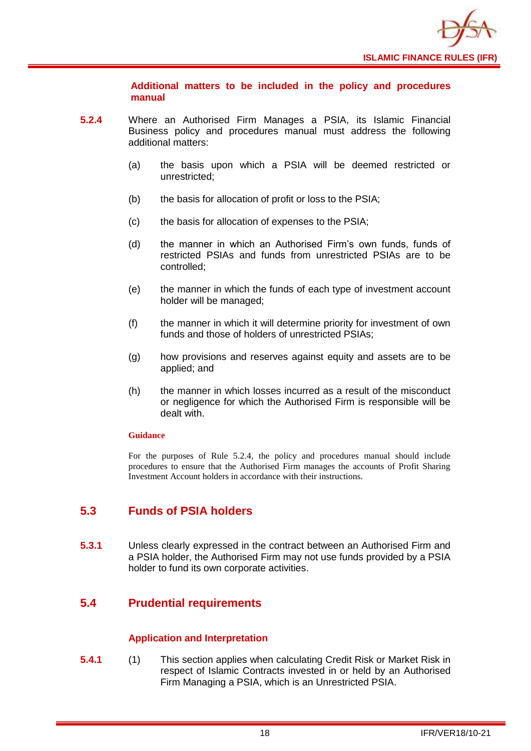#### Additional matters to be included in the policy and procedures manual

**5.2.4** Where an Authorised Firm Manages a PSIA, its Islamic Financial Business policy and procedures manual must address the following additional matters:

(a) the basis upon which a PSIA will be deemed restricted or unrestricted;

(b) the basis for allocation of profit or loss to the PSIA;

(c) the basis for allocation of expenses to the PSIA;

(d) the manner in which an Authorised Firm's own funds, funds of restricted PSIAs and funds from unrestricted PSIAs are to be controlled;

(e) the manner in which the funds of each type of investment account holder will be managed;

(f) the manner in which it will determine priority for investment of own funds and those of holders of unrestricted PSIAs;

(g) how provisions and reserves against equity and assets are to be applied; and

(h) the manner in which losses incurred as a result of the misconduct or negligence for which the Authorised Firm is responsible will be dealt with.

**Guidance**

For the purposes of Rule 5.2.4, the policy and procedures manual should include procedures to ensure that the Authorised Firm manages the accounts of Profit Sharing Investment Account holders in accordance with their instructions.

## 5.3 Funds of PSIA holders

**5.3.1** Unless clearly expressed in the contract between an Authorised Firm and a PSIA holder, the Authorised Firm may not use funds provided by a PSIA holder to fund its own corporate activities.

## 5.4 Prudential requirements

#### Application and Interpretation

**5.4.1** (1) This section applies when calculating Credit Risk or Market Risk in respect of Islamic Contracts invested in or held by an Authorised Firm Managing a PSIA, which is an Unrestricted PSIA.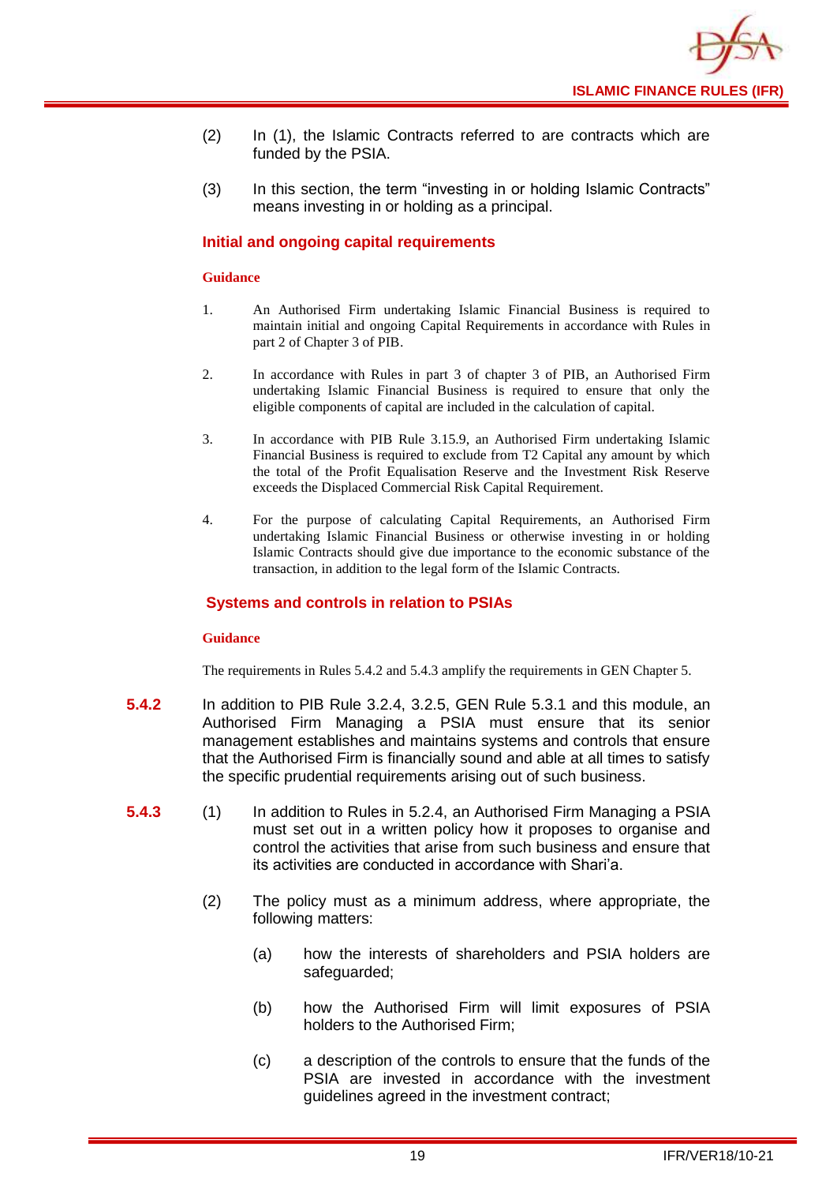(2) In (1), the Islamic Contracts referred to are contracts which are funded by the PSIA.

(3) In this section, the term "investing in or holding Islamic Contracts" means investing in or holding as a principal.

### Initial and ongoing capital requirements

**Guidance**

1. An Authorised Firm undertaking Islamic Financial Business is required to maintain initial and ongoing Capital Requirements in accordance with Rules in part 2 of Chapter 3 of PIB.

2. In accordance with Rules in part 3 of chapter 3 of PIB, an Authorised Firm undertaking Islamic Financial Business is required to ensure that only the eligible components of capital are included in the calculation of capital.

3. In accordance with PIB Rule 3.15.9, an Authorised Firm undertaking Islamic Financial Business is required to exclude from T2 Capital any amount by which the total of the Profit Equalisation Reserve and the Investment Risk Reserve exceeds the Displaced Commercial Risk Capital Requirement.

4. For the purpose of calculating Capital Requirements, an Authorised Firm undertaking Islamic Financial Business or otherwise investing in or holding Islamic Contracts should give due importance to the economic substance of the transaction, in addition to the legal form of the Islamic Contracts.

### Systems and controls in relation to PSIAs

**Guidance**

The requirements in Rules 5.4.2 and 5.4.3 amplify the requirements in GEN Chapter 5.

**5.4.2** In addition to PIB Rule 3.2.4, 3.2.5, GEN Rule 5.3.1 and this module, an Authorised Firm Managing a PSIA must ensure that its senior management establishes and maintains systems and controls that ensure that the Authorised Firm is financially sound and able at all times to satisfy the specific prudential requirements arising out of such business.

**5.4.3** (1) In addition to Rules in 5.2.4, an Authorised Firm Managing a PSIA must set out in a written policy how it proposes to organise and control the activities that arise from such business and ensure that its activities are conducted in accordance with Shari'a.

(2) The policy must as a minimum address, where appropriate, the following matters:

(a) how the interests of shareholders and PSIA holders are safeguarded;

(b) how the Authorised Firm will limit exposures of PSIA holders to the Authorised Firm;

(c) a description of the controls to ensure that the funds of the PSIA are invested in accordance with the investment guidelines agreed in the investment contract;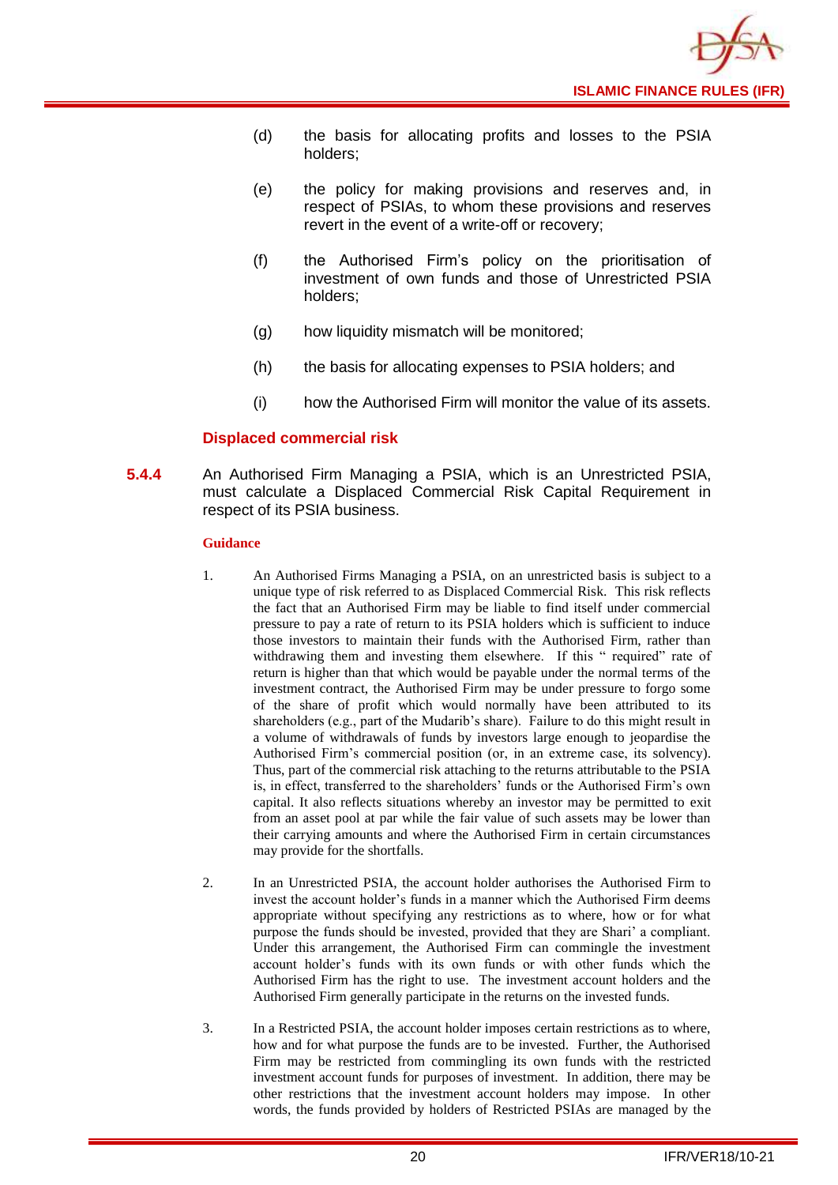(d) the basis for allocating profits and losses to the PSIA holders;

(e) the policy for making provisions and reserves and, in respect of PSIAs, to whom these provisions and reserves revert in the event of a write-off or recovery;

(f) the Authorised Firm's policy on the prioritisation of investment of own funds and those of Unrestricted PSIA holders;

(g) how liquidity mismatch will be monitored;

(h) the basis for allocating expenses to PSIA holders; and

(i) how the Authorised Firm will monitor the value of its assets.

### Displaced commercial risk

**5.4.4** An Authorised Firm Managing a PSIA, which is an Unrestricted PSIA, must calculate a Displaced Commercial Risk Capital Requirement in respect of its PSIA business.

**Guidance**

1. An Authorised Firms Managing a PSIA, on an unrestricted basis is subject to a unique type of risk referred to as Displaced Commercial Risk. This risk reflects the fact that an Authorised Firm may be liable to find itself under commercial pressure to pay a rate of return to its PSIA holders which is sufficient to induce those investors to maintain their funds with the Authorised Firm, rather than withdrawing them and investing them elsewhere. If this " required" rate of return is higher than that which would be payable under the normal terms of the investment contract, the Authorised Firm may be under pressure to forgo some of the share of profit which would normally have been attributed to its shareholders (e.g., part of the Mudarib's share). Failure to do this might result in a volume of withdrawals of funds by investors large enough to jeopardise the Authorised Firm's commercial position (or, in an extreme case, its solvency). Thus, part of the commercial risk attaching to the returns attributable to the PSIA is, in effect, transferred to the shareholders' funds or the Authorised Firm's own capital. It also reflects situations whereby an investor may be permitted to exit from an asset pool at par while the fair value of such assets may be lower than their carrying amounts and where the Authorised Firm in certain circumstances may provide for the shortfalls.

2. In an Unrestricted PSIA, the account holder authorises the Authorised Firm to invest the account holder's funds in a manner which the Authorised Firm deems appropriate without specifying any restrictions as to where, how or for what purpose the funds should be invested, provided that they are Shari' a compliant. Under this arrangement, the Authorised Firm can commingle the investment account holder's funds with its own funds or with other funds which the Authorised Firm has the right to use. The investment account holders and the Authorised Firm generally participate in the returns on the invested funds.

3. In a Restricted PSIA, the account holder imposes certain restrictions as to where, how and for what purpose the funds are to be invested. Further, the Authorised Firm may be restricted from commingling its own funds with the restricted investment account funds for purposes of investment. In addition, there may be other restrictions that the investment account holders may impose. In other words, the funds provided by holders of Restricted PSIAs are managed by the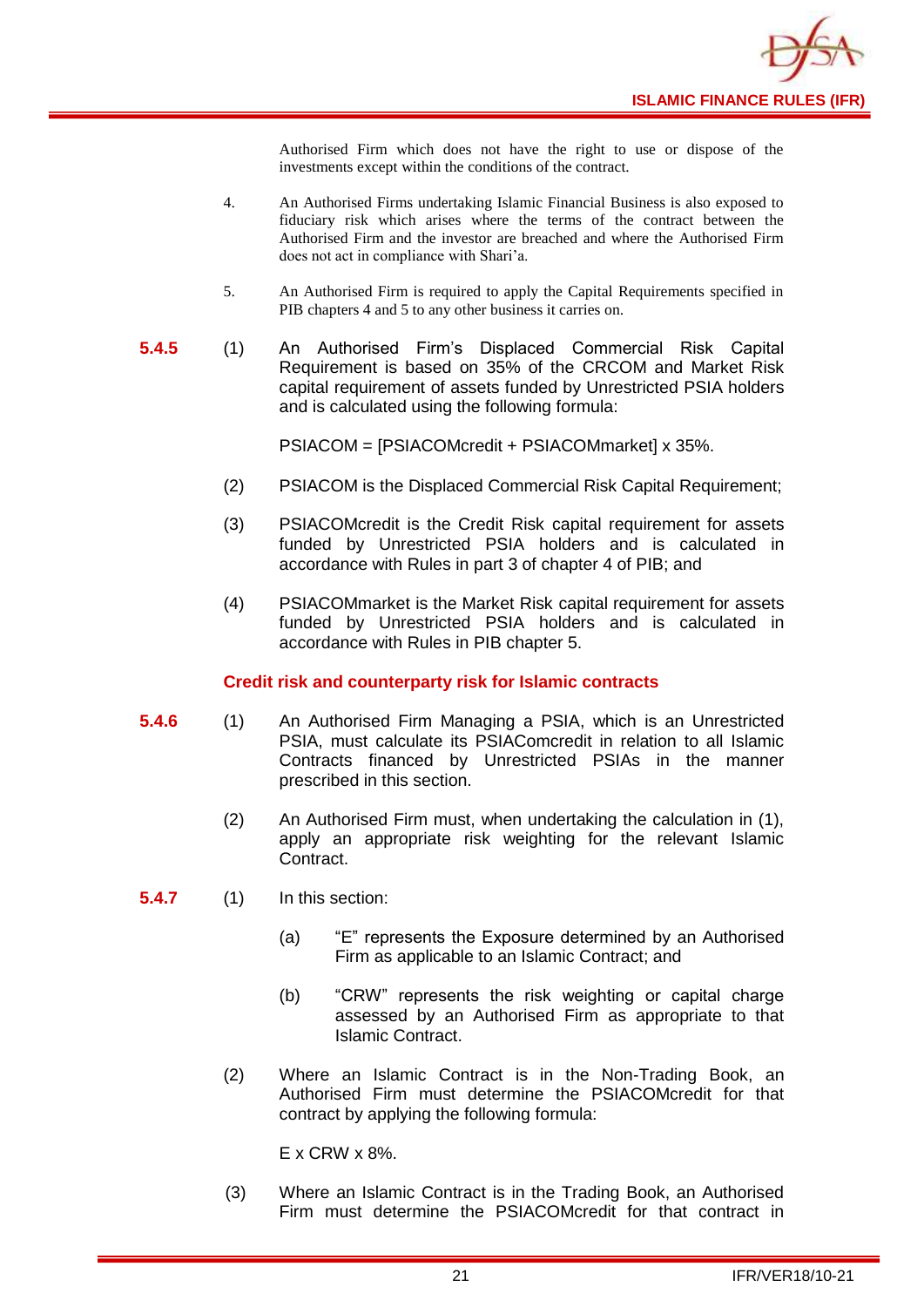Authorised Firm which does not have the right to use or dispose of the investments except within the conditions of the contract.

4. An Authorised Firms undertaking Islamic Financial Business is also exposed to fiduciary risk which arises where the terms of the contract between the Authorised Firm and the investor are breached and where the Authorised Firm does not act in compliance with Shari'a.

5. An Authorised Firm is required to apply the Capital Requirements specified in PIB chapters 4 and 5 to any other business it carries on.

**5.4.5** (1) An Authorised Firm's Displaced Commercial Risk Capital Requirement is based on 35% of the CRCOM and Market Risk capital requirement of assets funded by Unrestricted PSIA holders and is calculated using the following formula:

PSIACOM = [PSIACOMcredit + PSIACOMmarket] x 35%.

(2) PSIACOM is the Displaced Commercial Risk Capital Requirement;

(3) PSIACOMcredit is the Credit Risk capital requirement for assets funded by Unrestricted PSIA holders and is calculated in accordance with Rules in part 3 of chapter 4 of PIB; and

(4) PSIACOMmarket is the Market Risk capital requirement for assets funded by Unrestricted PSIA holders and is calculated in accordance with Rules in PIB chapter 5.

### Credit risk and counterparty risk for Islamic contracts

**5.4.6** (1) An Authorised Firm Managing a PSIA, which is an Unrestricted PSIA, must calculate its PSIAComcredit in relation to all Islamic Contracts financed by Unrestricted PSIAs in the manner prescribed in this section.

(2) An Authorised Firm must, when undertaking the calculation in (1), apply an appropriate risk weighting for the relevant Islamic Contract.

**5.4.7** (1) In this section:

(a) "E" represents the Exposure determined by an Authorised Firm as applicable to an Islamic Contract; and

(b) "CRW" represents the risk weighting or capital charge assessed by an Authorised Firm as appropriate to that Islamic Contract.

(2) Where an Islamic Contract is in the Non-Trading Book, an Authorised Firm must determine the PSIACOMcredit for that contract by applying the following formula:

E x CRW x 8%.

(3) Where an Islamic Contract is in the Trading Book, an Authorised Firm must determine the PSIACOMcredit for that contract in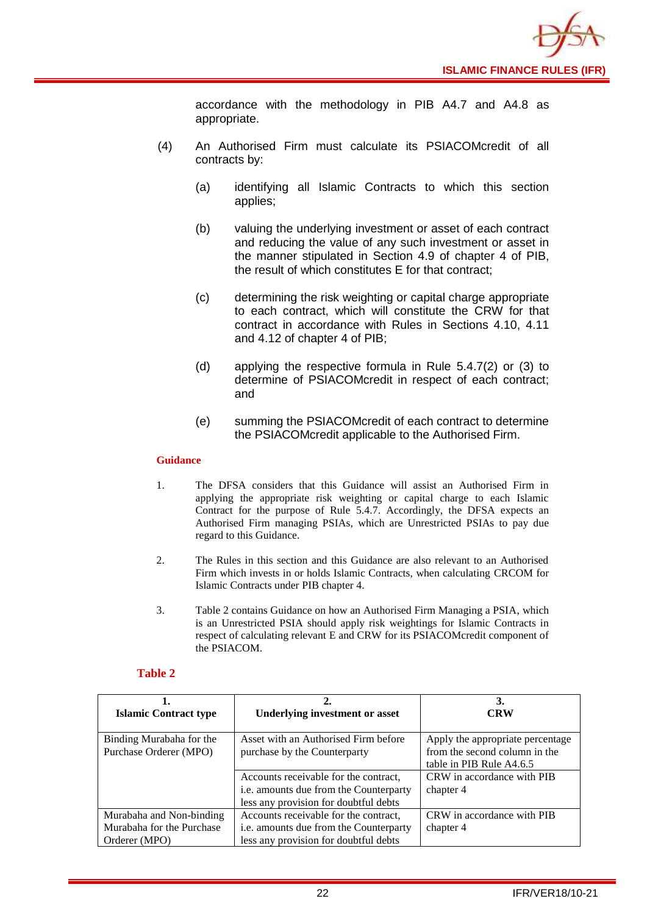accordance with the methodology in PIB A4.7 and A4.8 as appropriate.

(4) An Authorised Firm must calculate its PSIACOMcredit of all contracts by:

(a) identifying all Islamic Contracts to which this section applies;

(b) valuing the underlying investment or asset of each contract and reducing the value of any such investment or asset in the manner stipulated in Section 4.9 of chapter 4 of PIB, the result of which constitutes E for that contract;

(c) determining the risk weighting or capital charge appropriate to each contract, which will constitute the CRW for that contract in accordance with Rules in Sections 4.10, 4.11 and 4.12 of chapter 4 of PIB;

(d) applying the respective formula in Rule 5.4.7(2) or (3) to determine of PSIACOMcredit in respect of each contract; and

(e) summing the PSIACOMcredit of each contract to determine the PSIACOMcredit applicable to the Authorised Firm.

**Guidance**

1. The DFSA considers that this Guidance will assist an Authorised Firm in applying the appropriate risk weighting or capital charge to each Islamic Contract for the purpose of Rule 5.4.7. Accordingly, the DFSA expects an Authorised Firm managing PSIAs, which are Unrestricted PSIAs to pay due regard to this Guidance.

2. The Rules in this section and this Guidance are also relevant to an Authorised Firm which invests in or holds Islamic Contracts, when calculating CRCOM for Islamic Contracts under PIB chapter 4.

3. Table 2 contains Guidance on how an Authorised Firm Managing a PSIA, which is an Unrestricted PSIA should apply risk weightings for Islamic Contracts in respect of calculating relevant E and CRW for its PSIACOMcredit component of the PSIACOM.

**Table 2**

| 1. Islamic Contract type | 2. Underlying investment or asset | 3. CRW |
|---|---|---|
| Binding Murabaha for the Purchase Orderer (MPO) | Asset with an Authorised Firm before purchase by the Counterparty | Apply the appropriate percentage from the second column in the table in PIB Rule A4.6.5 |
| | Accounts receivable for the contract, i.e. amounts due from the Counterparty less any provision for doubtful debts | CRW in accordance with PIB chapter 4 |
| Murabaha and Non-binding Murabaha for the Purchase Orderer (MPO) | Accounts receivable for the contract, i.e. amounts due from the Counterparty less any provision for doubtful debts | CRW in accordance with PIB chapter 4 |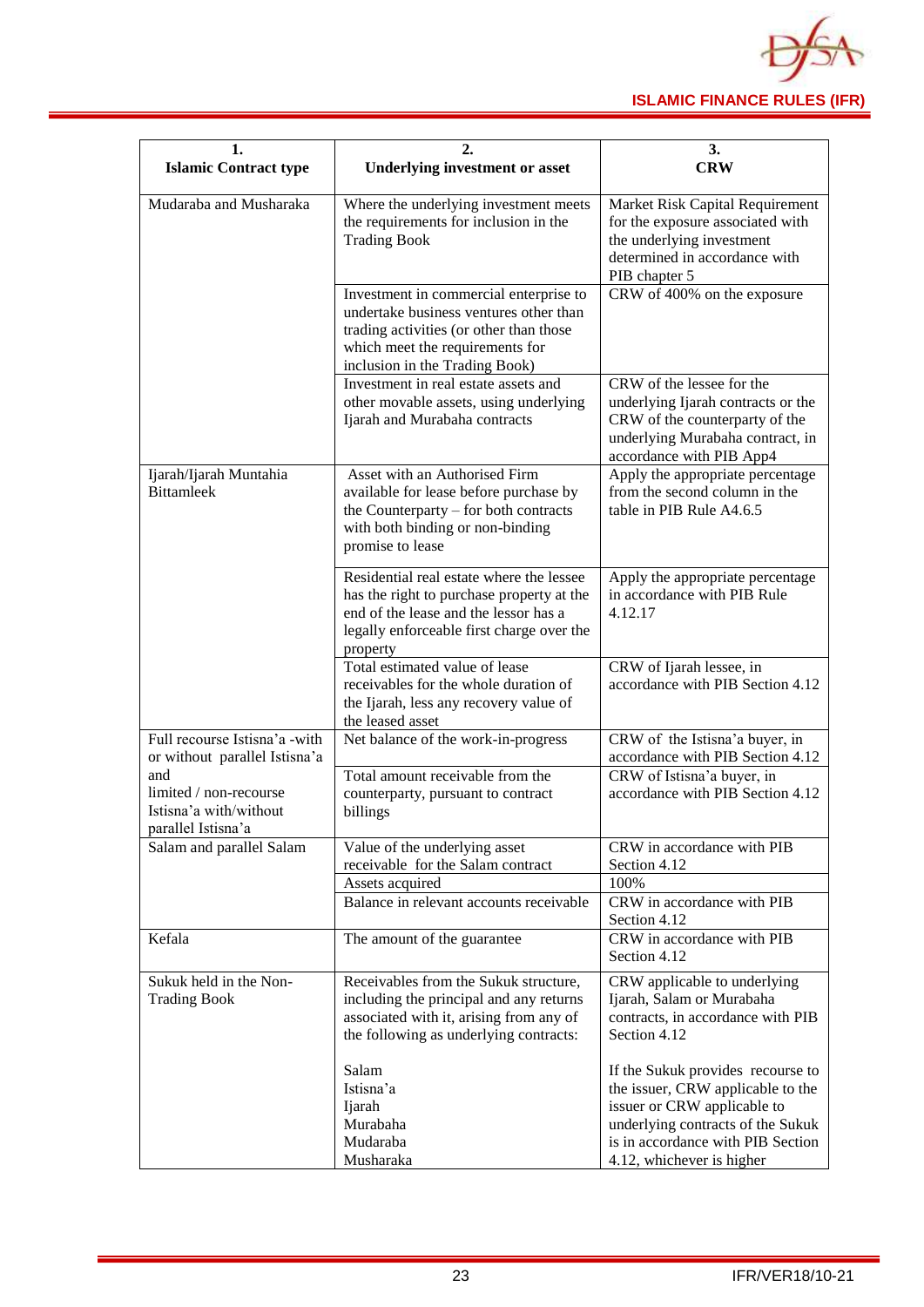| 1. Islamic Contract type | 2. Underlying investment or asset | 3. CRW |
|---|---|---|
| Mudaraba and Musharaka | Where the underlying investment meets the requirements for inclusion in the Trading Book | Market Risk Capital Requirement for the exposure associated with the underlying investment determined in accordance with PIB chapter 5 |
| | Investment in commercial enterprise to undertake business ventures other than trading activities (or other than those which meet the requirements for inclusion in the Trading Book) | CRW of 400% on the exposure |
| | Investment in real estate assets and other movable assets, using underlying Ijarah and Murabaha contracts | CRW of the lessee for the underlying Ijarah contracts or the CRW of the counterparty of the underlying Murabaha contract, in accordance with PIB App4 |
| Ijarah/Ijarah Muntahia Bittamleek | Asset with an Authorised Firm available for lease before purchase by the Counterparty – for both contracts with both binding or non-binding promise to lease | Apply the appropriate percentage from the second column in the table in PIB Rule A4.6.5 |
| | Residential real estate where the lessee has the right to purchase property at the end of the lease and the lessor has a legally enforceable first charge over the property | Apply the appropriate percentage in accordance with PIB Rule 4.12.17 |
| | Total estimated value of lease receivables for the whole duration of the Ijarah, less any recovery value of the leased asset | CRW of Ijarah lessee, in accordance with PIB Section 4.12 |
| Full recourse Istisna'a -with or without parallel Istisna'a and limited / non-recourse Istisna'a with/without parallel Istisna'a | Net balance of the work-in-progress | CRW of the Istisna'a buyer, in accordance with PIB Section 4.12 |
| | Total amount receivable from the counterparty, pursuant to contract billings | CRW of Istisna'a buyer, in accordance with PIB Section 4.12 |
| Salam and parallel Salam | Value of the underlying asset receivable for the Salam contract | CRW in accordance with PIB Section 4.12 |
| | Assets acquired | 100% |
| | Balance in relevant accounts receivable | CRW in accordance with PIB Section 4.12 |
| Kefala | The amount of the guarantee | CRW in accordance with PIB Section 4.12 |
| Sukuk held in the Non-Trading Book | Receivables from the Sukuk structure, including the principal and any returns associated with it, arising from any of the following as underlying contracts:<br><br>Salam<br>Istisna'a<br>Ijarah<br>Murabaha<br>Mudaraba<br>Musharaka | CRW applicable to underlying Ijarah, Salam or Murabaha contracts, in accordance with PIB Section 4.12<br><br>If the Sukuk provides recourse to the issuer, CRW applicable to the issuer or CRW applicable to underlying contracts of the Sukuk is in accordance with PIB Section 4.12, whichever is higher |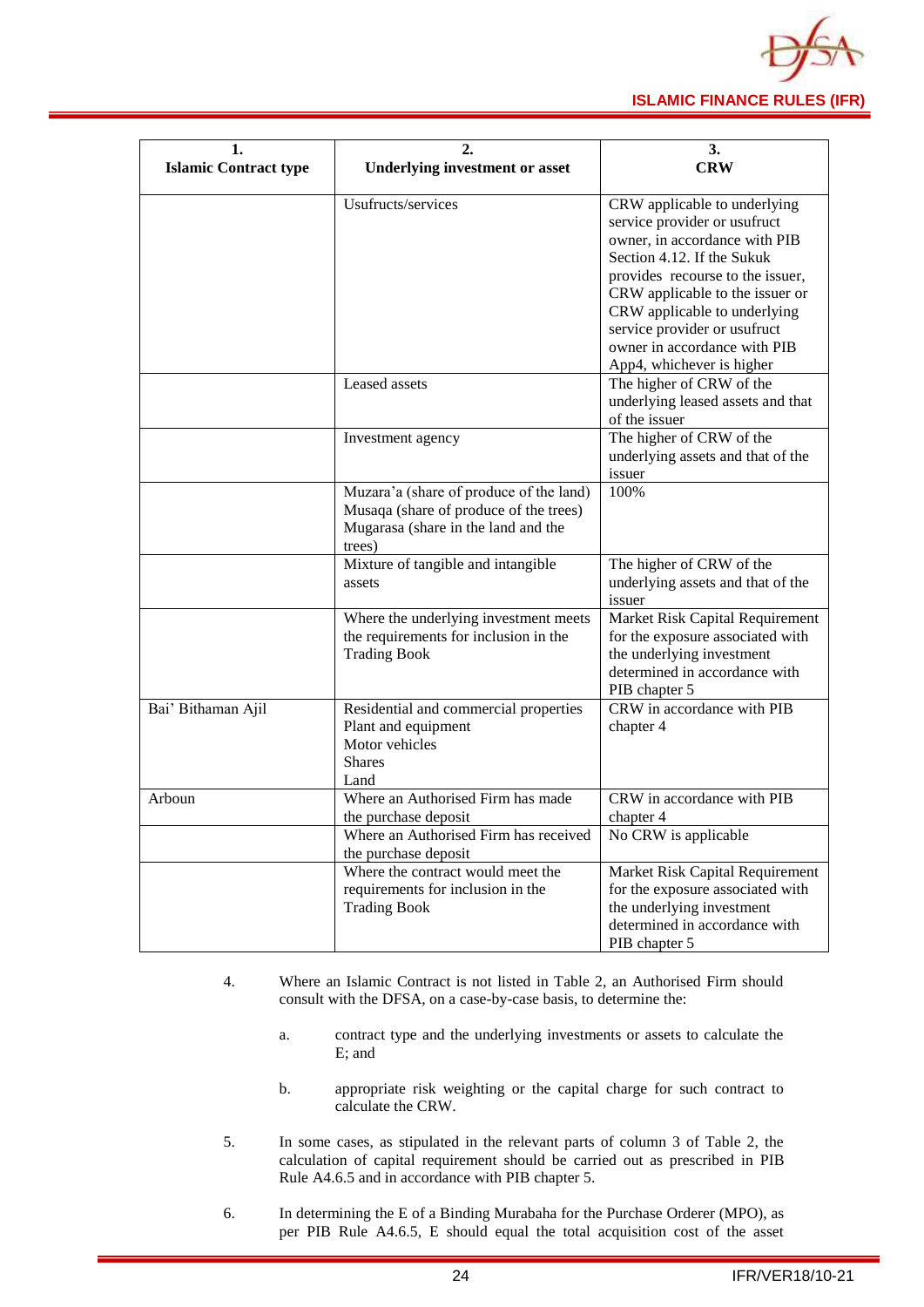| 1. Islamic Contract type | 2. Underlying investment or asset | 3. CRW |
|---|---|---|
| | Usufructs/services | CRW applicable to underlying service provider or usufruct owner, in accordance with PIB Section 4.12. If the Sukuk provides recourse to the issuer, CRW applicable to the issuer or CRW applicable to underlying service provider or usufruct owner in accordance with PIB App4, whichever is higher |
| | Leased assets | The higher of CRW of the underlying leased assets and that of the issuer |
| | Investment agency | The higher of CRW of the underlying assets and that of the issuer |
| | Muzara'a (share of produce of the land) Musaqa (share of produce of the trees) Mugarasa (share in the land and the trees) | 100% |
| | Mixture of tangible and intangible assets | The higher of CRW of the underlying assets and that of the issuer |
| | Where the underlying investment meets the requirements for inclusion in the Trading Book | Market Risk Capital Requirement for the exposure associated with the underlying investment determined in accordance with PIB chapter 5 |
| Bai' Bithaman Ajil | Residential and commercial properties Plant and equipment Motor vehicles Shares Land | CRW in accordance with PIB chapter 4 |
| Arboun | Where an Authorised Firm has made the purchase deposit | CRW in accordance with PIB chapter 4 |
| | Where an Authorised Firm has received the purchase deposit | No CRW is applicable |
| | Where the contract would meet the requirements for inclusion in the Trading Book | Market Risk Capital Requirement for the exposure associated with the underlying investment determined in accordance with PIB chapter 5 |

4. Where an Islamic Contract is not listed in Table 2, an Authorised Firm should consult with the DFSA, on a case-by-case basis, to determine the:

   a. contract type and the underlying investments or assets to calculate the E; and

   b. appropriate risk weighting or the capital charge for such contract to calculate the CRW.

5. In some cases, as stipulated in the relevant parts of column 3 of Table 2, the calculation of capital requirement should be carried out as prescribed in PIB Rule A4.6.5 and in accordance with PIB chapter 5.

6. In determining the E of a Binding Murabaha for the Purchase Orderer (MPO), as per PIB Rule A4.6.5, E should equal the total acquisition cost of the asset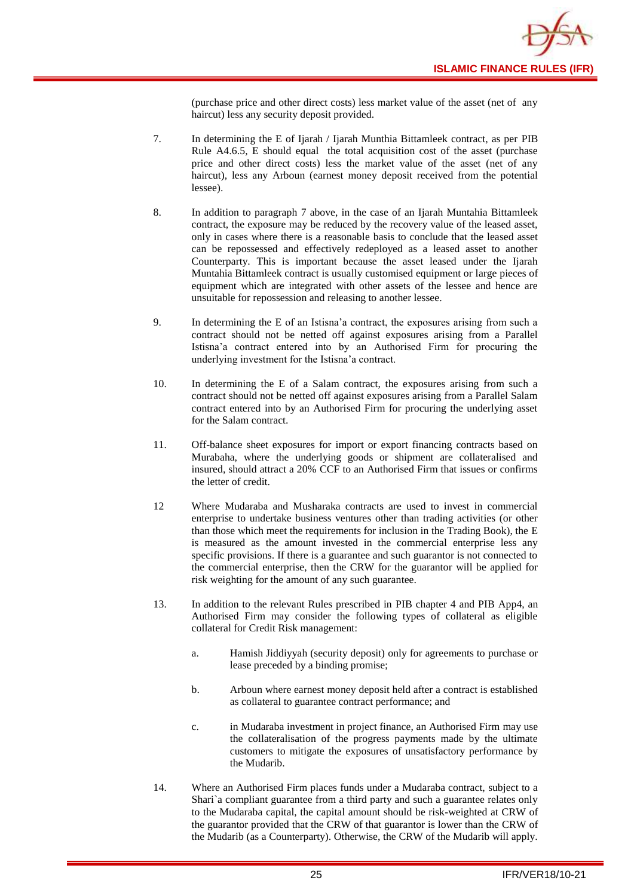(purchase price and other direct costs) less market value of the asset (net of any haircut) less any security deposit provided.

7. In determining the E of Ijarah / Ijarah Munthia Bittamleek contract, as per PIB Rule A4.6.5, E should equal the total acquisition cost of the asset (purchase price and other direct costs) less the market value of the asset (net of any haircut), less any Arboun (earnest money deposit received from the potential lessee).

8. In addition to paragraph 7 above, in the case of an Ijarah Muntahia Bittamleek contract, the exposure may be reduced by the recovery value of the leased asset, only in cases where there is a reasonable basis to conclude that the leased asset can be repossessed and effectively redeployed as a leased asset to another Counterparty. This is important because the asset leased under the Ijarah Muntahia Bittamleek contract is usually customised equipment or large pieces of equipment which are integrated with other assets of the lessee and hence are unsuitable for repossession and releasing to another lessee.

9. In determining the E of an Istisna'a contract, the exposures arising from such a contract should not be netted off against exposures arising from a Parallel Istisna'a contract entered into by an Authorised Firm for procuring the underlying investment for the Istisna'a contract.

10. In determining the E of a Salam contract, the exposures arising from such a contract should not be netted off against exposures arising from a Parallel Salam contract entered into by an Authorised Firm for procuring the underlying asset for the Salam contract.

11. Off-balance sheet exposures for import or export financing contracts based on Murabaha, where the underlying goods or shipment are collateralised and insured, should attract a 20% CCF to an Authorised Firm that issues or confirms the letter of credit.

12 Where Mudaraba and Musharaka contracts are used to invest in commercial enterprise to undertake business ventures other than trading activities (or other than those which meet the requirements for inclusion in the Trading Book), the E is measured as the amount invested in the commercial enterprise less any specific provisions. If there is a guarantee and such guarantor is not connected to the commercial enterprise, then the CRW for the guarantor will be applied for risk weighting for the amount of any such guarantee.

13. In addition to the relevant Rules prescribed in PIB chapter 4 and PIB App4, an Authorised Firm may consider the following types of collateral as eligible collateral for Credit Risk management:

   a. Hamish Jiddiyyah (security deposit) only for agreements to purchase or lease preceded by a binding promise;

   b. Arboun where earnest money deposit held after a contract is established as collateral to guarantee contract performance; and

   c. in Mudaraba investment in project finance, an Authorised Firm may use the collateralisation of the progress payments made by the ultimate customers to mitigate the exposures of unsatisfactory performance by the Mudarib.

14. Where an Authorised Firm places funds under a Mudaraba contract, subject to a Shari`a compliant guarantee from a third party and such a guarantee relates only to the Mudaraba capital, the capital amount should be risk-weighted at CRW of the guarantor provided that the CRW of that guarantor is lower than the CRW of the Mudarib (as a Counterparty). Otherwise, the CRW of the Mudarib will apply.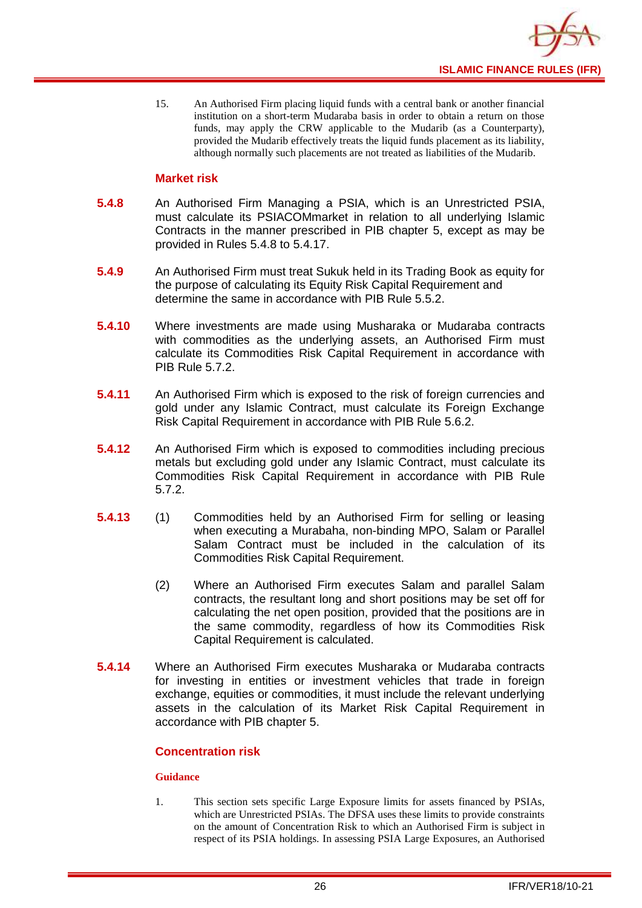15. An Authorised Firm placing liquid funds with a central bank or another financial institution on a short-term Mudaraba basis in order to obtain a return on those funds, may apply the CRW applicable to the Mudarib (as a Counterparty), provided the Mudarib effectively treats the liquid funds placement as its liability, although normally such placements are not treated as liabilities of the Mudarib.

### Market risk

**5.4.8** An Authorised Firm Managing a PSIA, which is an Unrestricted PSIA, must calculate its PSIACOMmarket in relation to all underlying Islamic Contracts in the manner prescribed in PIB chapter 5, except as may be provided in Rules 5.4.8 to 5.4.17.

**5.4.9** An Authorised Firm must treat Sukuk held in its Trading Book as equity for the purpose of calculating its Equity Risk Capital Requirement and determine the same in accordance with PIB Rule 5.5.2.

**5.4.10** Where investments are made using Musharaka or Mudaraba contracts with commodities as the underlying assets, an Authorised Firm must calculate its Commodities Risk Capital Requirement in accordance with PIB Rule 5.7.2.

**5.4.11** An Authorised Firm which is exposed to the risk of foreign currencies and gold under any Islamic Contract, must calculate its Foreign Exchange Risk Capital Requirement in accordance with PIB Rule 5.6.2.

**5.4.12** An Authorised Firm which is exposed to commodities including precious metals but excluding gold under any Islamic Contract, must calculate its Commodities Risk Capital Requirement in accordance with PIB Rule 5.7.2.

**5.4.13** (1) Commodities held by an Authorised Firm for selling or leasing when executing a Murabaha, non-binding MPO, Salam or Parallel Salam Contract must be included in the calculation of its Commodities Risk Capital Requirement.

(2) Where an Authorised Firm executes Salam and parallel Salam contracts, the resultant long and short positions may be set off for calculating the net open position, provided that the positions are in the same commodity, regardless of how its Commodities Risk Capital Requirement is calculated.

**5.4.14** Where an Authorised Firm executes Musharaka or Mudaraba contracts for investing in entities or investment vehicles that trade in foreign exchange, equities or commodities, it must include the relevant underlying assets in the calculation of its Market Risk Capital Requirement in accordance with PIB chapter 5.

### Concentration risk

**Guidance**

1. This section sets specific Large Exposure limits for assets financed by PSIAs, which are Unrestricted PSIAs. The DFSA uses these limits to provide constraints on the amount of Concentration Risk to which an Authorised Firm is subject in respect of its PSIA holdings. In assessing PSIA Large Exposures, an Authorised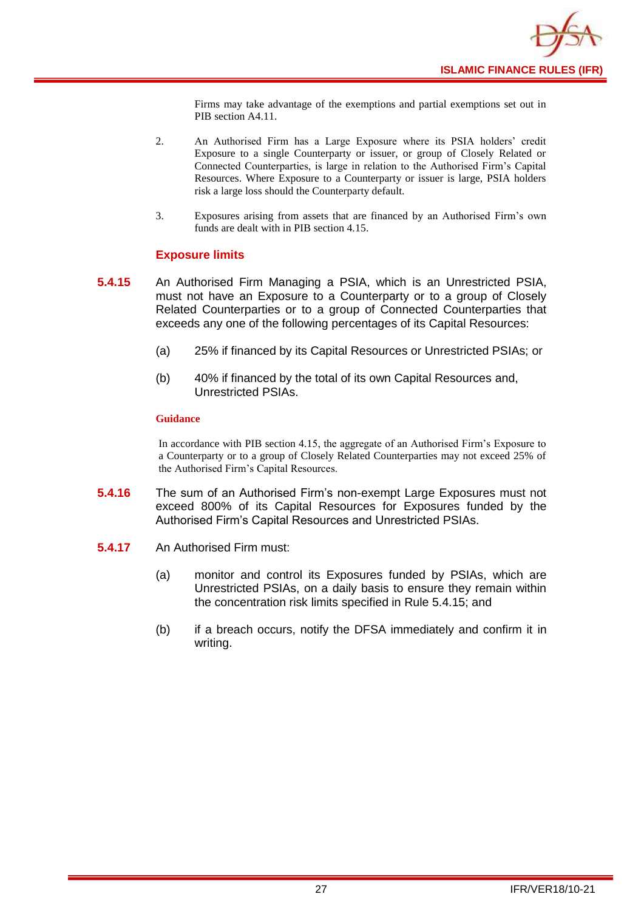Firms may take advantage of the exemptions and partial exemptions set out in PIB section A4.11.

2. An Authorised Firm has a Large Exposure where its PSIA holders' credit Exposure to a single Counterparty or issuer, or group of Closely Related or Connected Counterparties, is large in relation to the Authorised Firm's Capital Resources. Where Exposure to a Counterparty or issuer is large, PSIA holders risk a large loss should the Counterparty default.

3. Exposures arising from assets that are financed by an Authorised Firm's own funds are dealt with in PIB section 4.15.

### Exposure limits

**5.4.15** An Authorised Firm Managing a PSIA, which is an Unrestricted PSIA, must not have an Exposure to a Counterparty or to a group of Closely Related Counterparties or to a group of Connected Counterparties that exceeds any one of the following percentages of its Capital Resources:

(a) 25% if financed by its Capital Resources or Unrestricted PSIAs; or

(b) 40% if financed by the total of its own Capital Resources and, Unrestricted PSIAs.

**Guidance**

In accordance with PIB section 4.15, the aggregate of an Authorised Firm's Exposure to a Counterparty or to a group of Closely Related Counterparties may not exceed 25% of the Authorised Firm's Capital Resources.

**5.4.16** The sum of an Authorised Firm's non-exempt Large Exposures must not exceed 800% of its Capital Resources for Exposures funded by the Authorised Firm's Capital Resources and Unrestricted PSIAs.

**5.4.17** An Authorised Firm must:

(a) monitor and control its Exposures funded by PSIAs, which are Unrestricted PSIAs, on a daily basis to ensure they remain within the concentration risk limits specified in Rule 5.4.15; and

(b) if a breach occurs, notify the DFSA immediately and confirm it in writing.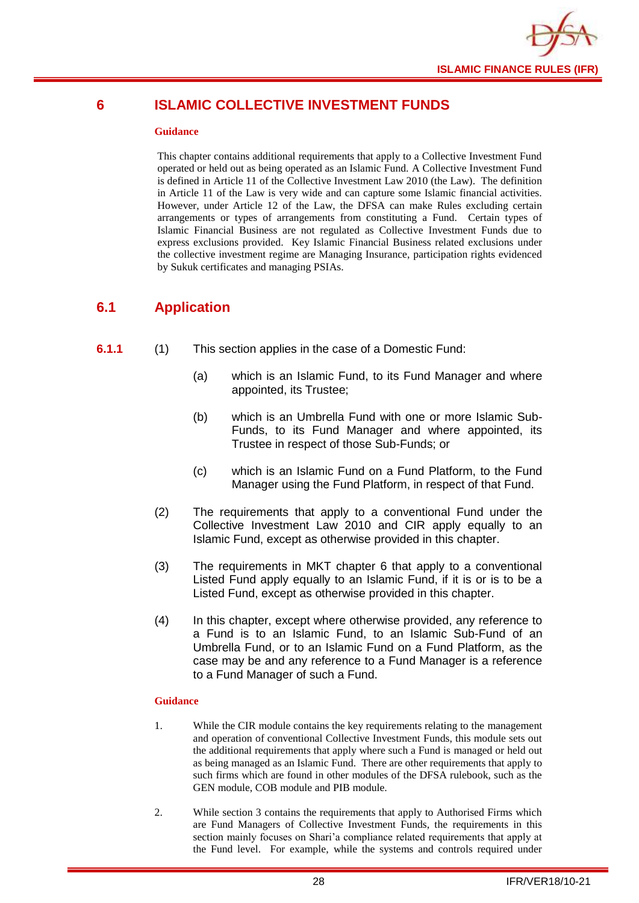# 6 ISLAMIC COLLECTIVE INVESTMENT FUNDS

**Guidance**

This chapter contains additional requirements that apply to a Collective Investment Fund operated or held out as being operated as an Islamic Fund. A Collective Investment Fund is defined in Article 11 of the Collective Investment Law 2010 (the Law). The definition in Article 11 of the Law is very wide and can capture some Islamic financial activities. However, under Article 12 of the Law, the DFSA can make Rules excluding certain arrangements or types of arrangements from constituting a Fund. Certain types of Islamic Financial Business are not regulated as Collective Investment Funds due to express exclusions provided. Key Islamic Financial Business related exclusions under the collective investment regime are Managing Insurance, participation rights evidenced by Sukuk certificates and managing PSIAs.

## 6.1 Application

**6.1.1** (1) This section applies in the case of a Domestic Fund:

(a) which is an Islamic Fund, to its Fund Manager and where appointed, its Trustee;

(b) which is an Umbrella Fund with one or more Islamic Sub-Funds, to its Fund Manager and where appointed, its Trustee in respect of those Sub-Funds; or

(c) which is an Islamic Fund on a Fund Platform, to the Fund Manager using the Fund Platform, in respect of that Fund.

(2) The requirements that apply to a conventional Fund under the Collective Investment Law 2010 and CIR apply equally to an Islamic Fund, except as otherwise provided in this chapter.

(3) The requirements in MKT chapter 6 that apply to a conventional Listed Fund apply equally to an Islamic Fund, if it is or is to be a Listed Fund, except as otherwise provided in this chapter.

(4) In this chapter, except where otherwise provided, any reference to a Fund is to an Islamic Fund, to an Islamic Sub-Fund of an Umbrella Fund, or to an Islamic Fund on a Fund Platform, as the case may be and any reference to a Fund Manager is a reference to a Fund Manager of such a Fund.

**Guidance**

1. While the CIR module contains the key requirements relating to the management and operation of conventional Collective Investment Funds, this module sets out the additional requirements that apply where such a Fund is managed or held out as being managed as an Islamic Fund. There are other requirements that apply to such firms which are found in other modules of the DFSA rulebook, such as the GEN module, COB module and PIB module.

2. While section 3 contains the requirements that apply to Authorised Firms which are Fund Managers of Collective Investment Funds, the requirements in this section mainly focuses on Shari'a compliance related requirements that apply at the Fund level. For example, while the systems and controls required under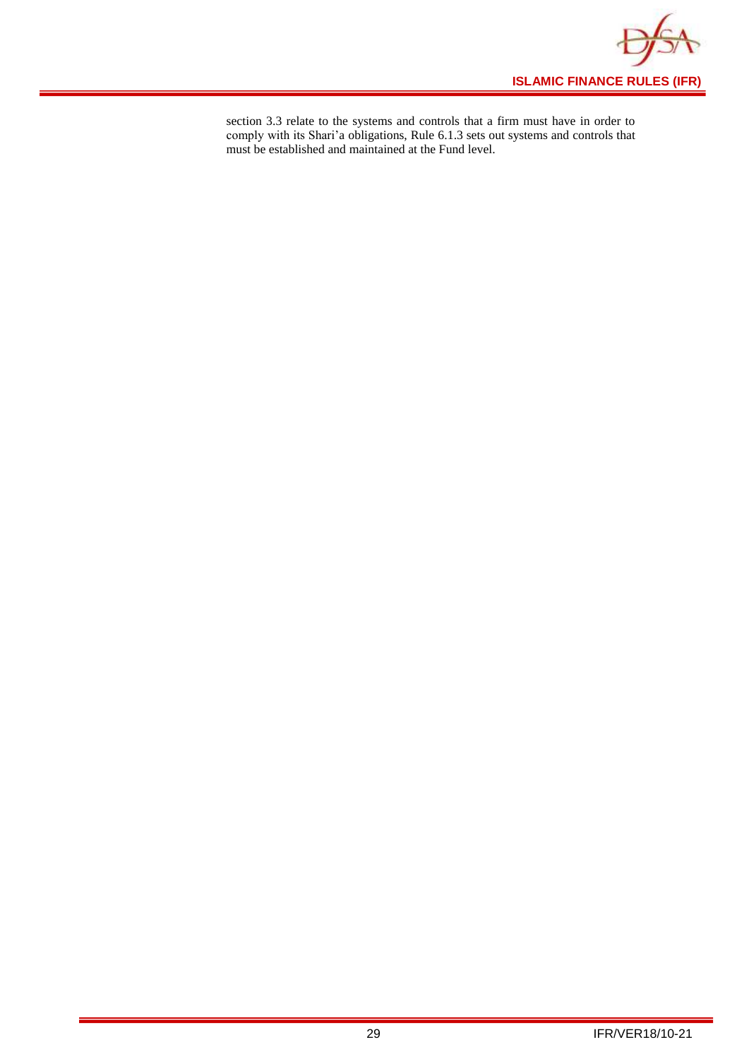section 3.3 relate to the systems and controls that a firm must have in order to comply with its Shari'a obligations, Rule 6.1.3 sets out systems and controls that must be established and maintained at the Fund level.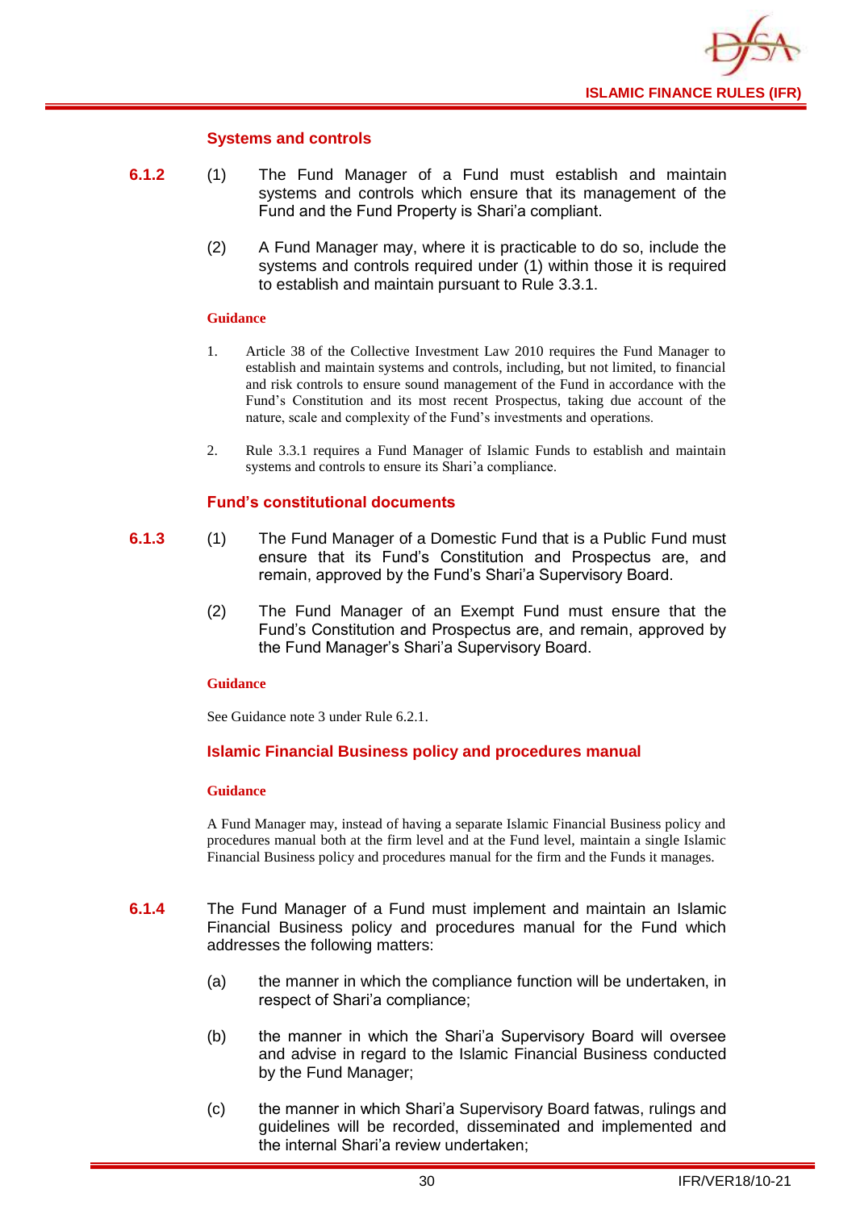### Systems and controls

**6.1.2** (1) The Fund Manager of a Fund must establish and maintain systems and controls which ensure that its management of the Fund and the Fund Property is Shari'a compliant.

(2) A Fund Manager may, where it is practicable to do so, include the systems and controls required under (1) within those it is required to establish and maintain pursuant to Rule 3.3.1.

**Guidance**

1. Article 38 of the Collective Investment Law 2010 requires the Fund Manager to establish and maintain systems and controls, including, but not limited, to financial and risk controls to ensure sound management of the Fund in accordance with the Fund's Constitution and its most recent Prospectus, taking due account of the nature, scale and complexity of the Fund's investments and operations.

2. Rule 3.3.1 requires a Fund Manager of Islamic Funds to establish and maintain systems and controls to ensure its Shari'a compliance.

### Fund's constitutional documents

**6.1.3** (1) The Fund Manager of a Domestic Fund that is a Public Fund must ensure that its Fund's Constitution and Prospectus are, and remain, approved by the Fund's Shari'a Supervisory Board.

(2) The Fund Manager of an Exempt Fund must ensure that the Fund's Constitution and Prospectus are, and remain, approved by the Fund Manager's Shari'a Supervisory Board.

**Guidance**

See Guidance note 3 under Rule 6.2.1.

### Islamic Financial Business policy and procedures manual

**Guidance**

A Fund Manager may, instead of having a separate Islamic Financial Business policy and procedures manual both at the firm level and at the Fund level, maintain a single Islamic Financial Business policy and procedures manual for the firm and the Funds it manages.

**6.1.4** The Fund Manager of a Fund must implement and maintain an Islamic Financial Business policy and procedures manual for the Fund which addresses the following matters:

(a) the manner in which the compliance function will be undertaken, in respect of Shari'a compliance;

(b) the manner in which the Shari'a Supervisory Board will oversee and advise in regard to the Islamic Financial Business conducted by the Fund Manager;

(c) the manner in which Shari'a Supervisory Board fatwas, rulings and guidelines will be recorded, disseminated and implemented and the internal Shari'a review undertaken;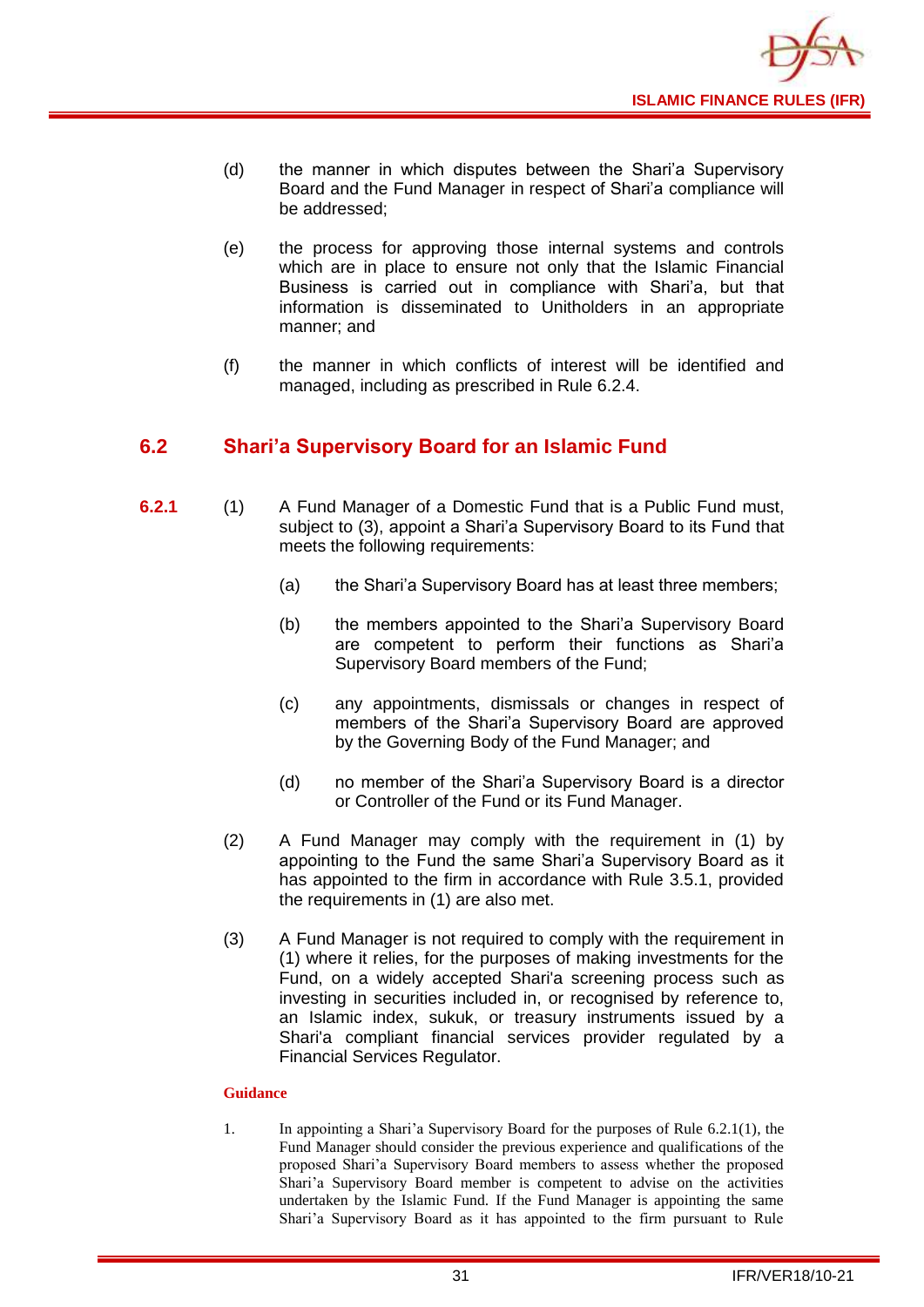(d) the manner in which disputes between the Shari'a Supervisory Board and the Fund Manager in respect of Shari'a compliance will be addressed;

(e) the process for approving those internal systems and controls which are in place to ensure not only that the Islamic Financial Business is carried out in compliance with Shari'a, but that information is disseminated to Unitholders in an appropriate manner; and

(f) the manner in which conflicts of interest will be identified and managed, including as prescribed in Rule 6.2.4.

## 6.2 Shari'a Supervisory Board for an Islamic Fund

**6.2.1** (1) A Fund Manager of a Domestic Fund that is a Public Fund must, subject to (3), appoint a Shari'a Supervisory Board to its Fund that meets the following requirements:

(a) the Shari'a Supervisory Board has at least three members;

(b) the members appointed to the Shari'a Supervisory Board are competent to perform their functions as Shari'a Supervisory Board members of the Fund;

(c) any appointments, dismissals or changes in respect of members of the Shari'a Supervisory Board are approved by the Governing Body of the Fund Manager; and

(d) no member of the Shari'a Supervisory Board is a director or Controller of the Fund or its Fund Manager.

(2) A Fund Manager may comply with the requirement in (1) by appointing to the Fund the same Shari'a Supervisory Board as it has appointed to the firm in accordance with Rule 3.5.1, provided the requirements in (1) are also met.

(3) A Fund Manager is not required to comply with the requirement in (1) where it relies, for the purposes of making investments for the Fund, on a widely accepted Shari'a screening process such as investing in securities included in, or recognised by reference to, an Islamic index, sukuk, or treasury instruments issued by a Shari'a compliant financial services provider regulated by a Financial Services Regulator.

**Guidance**

1. In appointing a Shari'a Supervisory Board for the purposes of Rule 6.2.1(1), the Fund Manager should consider the previous experience and qualifications of the proposed Shari'a Supervisory Board members to assess whether the proposed Shari'a Supervisory Board member is competent to advise on the activities undertaken by the Islamic Fund. If the Fund Manager is appointing the same Shari'a Supervisory Board as it has appointed to the firm pursuant to Rule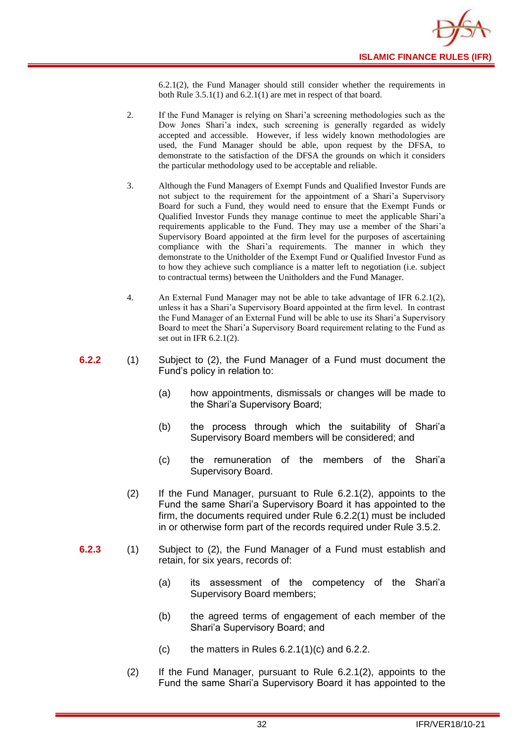6.2.1(2), the Fund Manager should still consider whether the requirements in both Rule 3.5.1(1) and 6.2.1(1) are met in respect of that board.

2. If the Fund Manager is relying on Shari'a screening methodologies such as the Dow Jones Shari'a index, such screening is generally regarded as widely accepted and accessible. However, if less widely known methodologies are used, the Fund Manager should be able, upon request by the DFSA, to demonstrate to the satisfaction of the DFSA the grounds on which it considers the particular methodology used to be acceptable and reliable.

3. Although the Fund Managers of Exempt Funds and Qualified Investor Funds are not subject to the requirement for the appointment of a Shari'a Supervisory Board for such a Fund, they would need to ensure that the Exempt Funds or Qualified Investor Funds they manage continue to meet the applicable Shari'a requirements applicable to the Fund. They may use a member of the Shari'a Supervisory Board appointed at the firm level for the purposes of ascertaining compliance with the Shari'a requirements. The manner in which they demonstrate to the Unitholder of the Exempt Fund or Qualified Investor Fund as to how they achieve such compliance is a matter left to negotiation (i.e. subject to contractual terms) between the Unitholders and the Fund Manager.

4. An External Fund Manager may not be able to take advantage of IFR 6.2.1(2), unless it has a Shari'a Supervisory Board appointed at the firm level. In contrast the Fund Manager of an External Fund will be able to use its Shari'a Supervisory Board to meet the Shari'a Supervisory Board requirement relating to the Fund as set out in IFR 6.2.1(2).

**6.2.2** (1) Subject to (2), the Fund Manager of a Fund must document the Fund's policy in relation to:

(a) how appointments, dismissals or changes will be made to the Shari'a Supervisory Board;

(b) the process through which the suitability of Shari'a Supervisory Board members will be considered; and

(c) the remuneration of the members of the Shari'a Supervisory Board.

(2) If the Fund Manager, pursuant to Rule 6.2.1(2), appoints to the Fund the same Shari'a Supervisory Board it has appointed to the firm, the documents required under Rule 6.2.2(1) must be included in or otherwise form part of the records required under Rule 3.5.2.

**6.2.3** (1) Subject to (2), the Fund Manager of a Fund must establish and retain, for six years, records of:

(a) its assessment of the competency of the Shari'a Supervisory Board members;

(b) the agreed terms of engagement of each member of the Shari'a Supervisory Board; and

(c) the matters in Rules 6.2.1(1)(c) and 6.2.2.

(2) If the Fund Manager, pursuant to Rule 6.2.1(2), appoints to the Fund the same Shari'a Supervisory Board it has appointed to the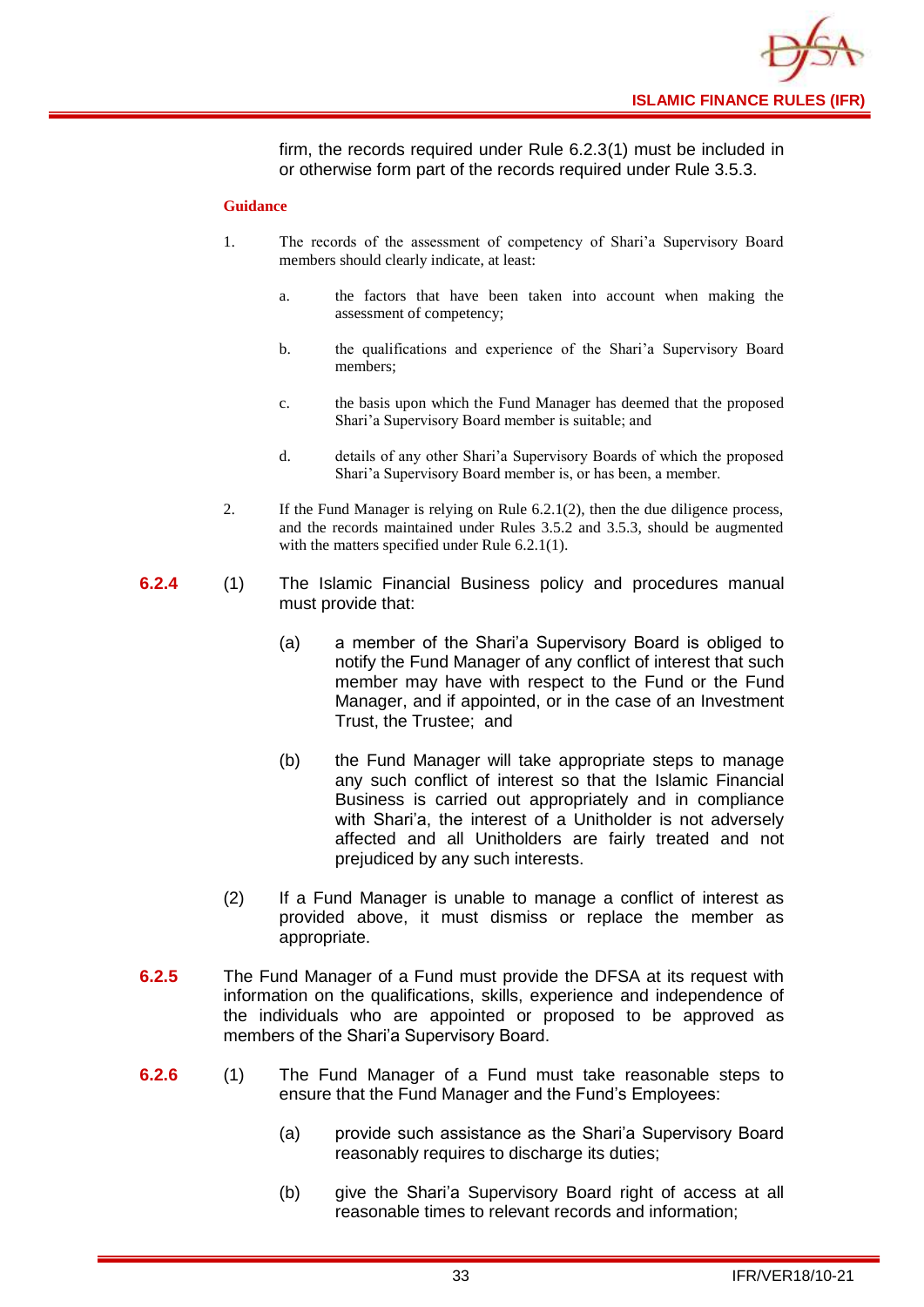firm, the records required under Rule 6.2.3(1) must be included in or otherwise form part of the records required under Rule 3.5.3.

**Guidance**

1. The records of the assessment of competency of Shari'a Supervisory Board members should clearly indicate, at least:

   a. the factors that have been taken into account when making the assessment of competency;

   b. the qualifications and experience of the Shari'a Supervisory Board members;

   c. the basis upon which the Fund Manager has deemed that the proposed Shari'a Supervisory Board member is suitable; and

   d. details of any other Shari'a Supervisory Boards of which the proposed Shari'a Supervisory Board member is, or has been, a member.

2. If the Fund Manager is relying on Rule 6.2.1(2), then the due diligence process, and the records maintained under Rules 3.5.2 and 3.5.3, should be augmented with the matters specified under Rule 6.2.1(1).

**6.2.4** (1) The Islamic Financial Business policy and procedures manual must provide that:

(a) a member of the Shari'a Supervisory Board is obliged to notify the Fund Manager of any conflict of interest that such member may have with respect to the Fund or the Fund Manager, and if appointed, or in the case of an Investment Trust, the Trustee; and

(b) the Fund Manager will take appropriate steps to manage any such conflict of interest so that the Islamic Financial Business is carried out appropriately and in compliance with Shari'a, the interest of a Unitholder is not adversely affected and all Unitholders are fairly treated and not prejudiced by any such interests.

(2) If a Fund Manager is unable to manage a conflict of interest as provided above, it must dismiss or replace the member as appropriate.

**6.2.5** The Fund Manager of a Fund must provide the DFSA at its request with information on the qualifications, skills, experience and independence of the individuals who are appointed or proposed to be approved as members of the Shari'a Supervisory Board.

**6.2.6** (1) The Fund Manager of a Fund must take reasonable steps to ensure that the Fund Manager and the Fund's Employees:

(a) provide such assistance as the Shari'a Supervisory Board reasonably requires to discharge its duties;

(b) give the Shari'a Supervisory Board right of access at all reasonable times to relevant records and information;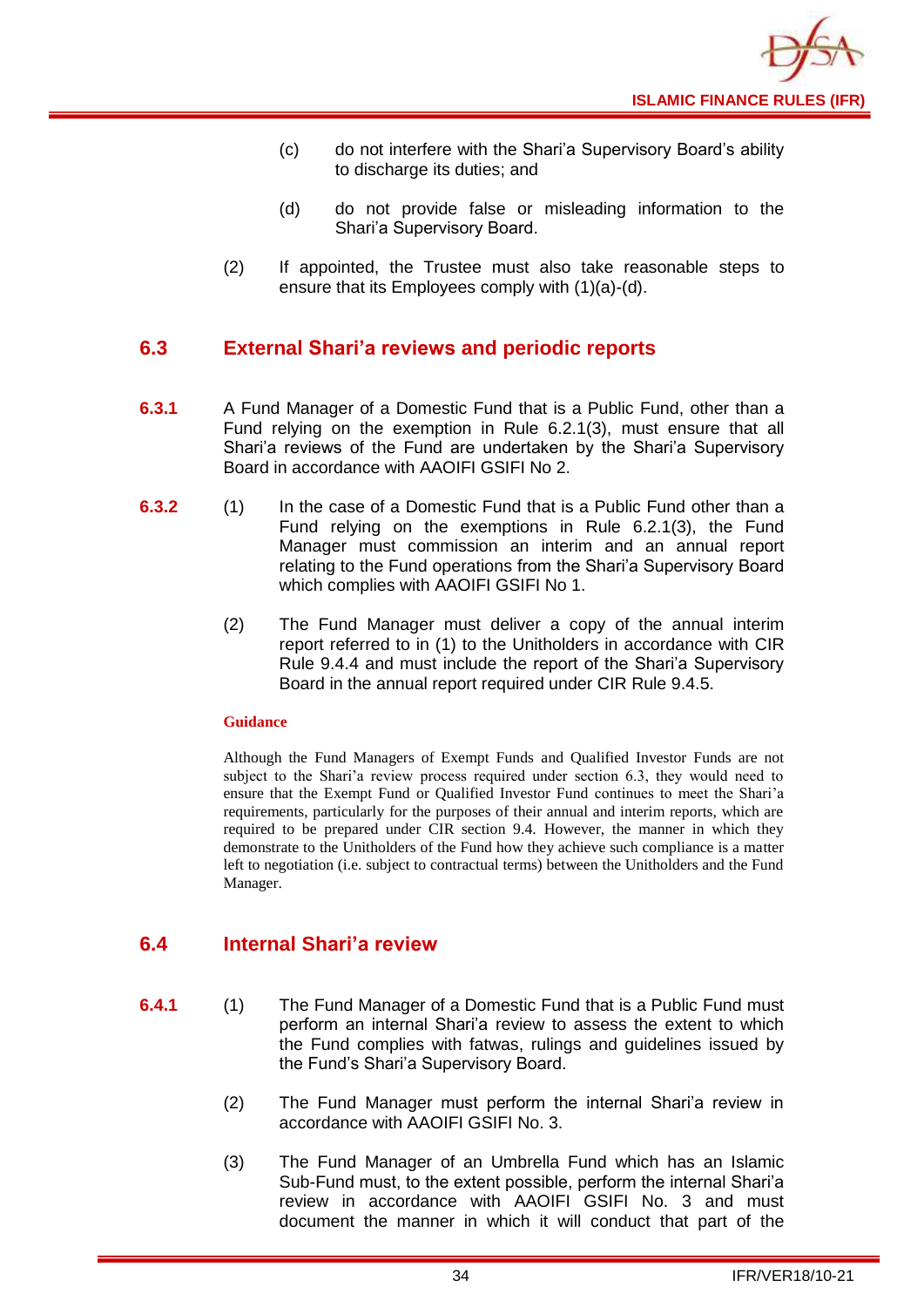(c) do not interfere with the Shari'a Supervisory Board's ability to discharge its duties; and

(d) do not provide false or misleading information to the Shari'a Supervisory Board.

(2) If appointed, the Trustee must also take reasonable steps to ensure that its Employees comply with (1)(a)-(d).

## 6.3 External Shari'a reviews and periodic reports

**6.3.1** A Fund Manager of a Domestic Fund that is a Public Fund, other than a Fund relying on the exemption in Rule 6.2.1(3), must ensure that all Shari'a reviews of the Fund are undertaken by the Shari'a Supervisory Board in accordance with AAOIFI GSIFI No 2.

**6.3.2** (1) In the case of a Domestic Fund that is a Public Fund other than a Fund relying on the exemptions in Rule 6.2.1(3), the Fund Manager must commission an interim and an annual report relating to the Fund operations from the Shari'a Supervisory Board which complies with AAOIFI GSIFI No 1.

(2) The Fund Manager must deliver a copy of the annual interim report referred to in (1) to the Unitholders in accordance with CIR Rule 9.4.4 and must include the report of the Shari'a Supervisory Board in the annual report required under CIR Rule 9.4.5.

**Guidance**

Although the Fund Managers of Exempt Funds and Qualified Investor Funds are not subject to the Shari'a review process required under section 6.3, they would need to ensure that the Exempt Fund or Qualified Investor Fund continues to meet the Shari'a requirements, particularly for the purposes of their annual and interim reports, which are required to be prepared under CIR section 9.4. However, the manner in which they demonstrate to the Unitholders of the Fund how they achieve such compliance is a matter left to negotiation (i.e. subject to contractual terms) between the Unitholders and the Fund Manager.

## 6.4 Internal Shari'a review

**6.4.1** (1) The Fund Manager of a Domestic Fund that is a Public Fund must perform an internal Shari'a review to assess the extent to which the Fund complies with fatwas, rulings and guidelines issued by the Fund's Shari'a Supervisory Board.

(2) The Fund Manager must perform the internal Shari'a review in accordance with AAOIFI GSIFI No. 3.

(3) The Fund Manager of an Umbrella Fund which has an Islamic Sub-Fund must, to the extent possible, perform the internal Shari'a review in accordance with AAOIFI GSIFI No. 3 and must document the manner in which it will conduct that part of the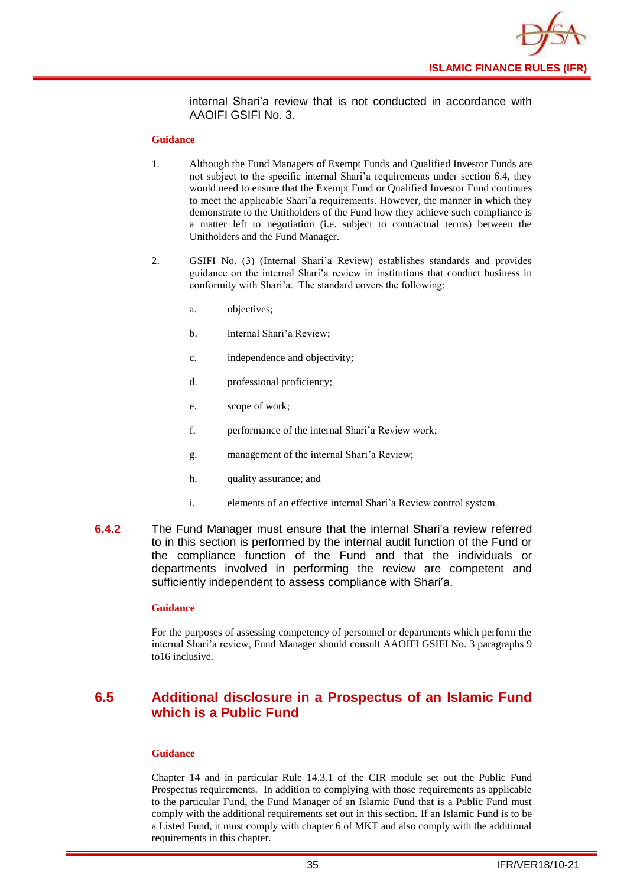internal Shari'a review that is not conducted in accordance with AAOIFI GSIFI No. 3.

**Guidance**

1. Although the Fund Managers of Exempt Funds and Qualified Investor Funds are not subject to the specific internal Shari'a requirements under section 6.4, they would need to ensure that the Exempt Fund or Qualified Investor Fund continues to meet the applicable Shari'a requirements. However, the manner in which they demonstrate to the Unitholders of the Fund how they achieve such compliance is a matter left to negotiation (i.e. subject to contractual terms) between the Unitholders and the Fund Manager.

2. GSIFI No. (3) (Internal Shari'a Review) establishes standards and provides guidance on the internal Shari'a review in institutions that conduct business in conformity with Shari'a. The standard covers the following:

   a. objectives;

   b. internal Shari'a Review;

   c. independence and objectivity;

   d. professional proficiency;

   e. scope of work;

   f. performance of the internal Shari'a Review work;

   g. management of the internal Shari'a Review;

   h. quality assurance; and

   i. elements of an effective internal Shari'a Review control system.

**6.4.2** The Fund Manager must ensure that the internal Shari'a review referred to in this section is performed by the internal audit function of the Fund or the compliance function of the Fund and that the individuals or departments involved in performing the review are competent and sufficiently independent to assess compliance with Shari'a.

**Guidance**

For the purposes of assessing competency of personnel or departments which perform the internal Shari'a review, Fund Manager should consult AAOIFI GSIFI No. 3 paragraphs 9 to16 inclusive.

## 6.5 Additional disclosure in a Prospectus of an Islamic Fund which is a Public Fund

**Guidance**

Chapter 14 and in particular Rule 14.3.1 of the CIR module set out the Public Fund Prospectus requirements. In addition to complying with those requirements as applicable to the particular Fund, the Fund Manager of an Islamic Fund that is a Public Fund must comply with the additional requirements set out in this section. If an Islamic Fund is to be a Listed Fund, it must comply with chapter 6 of MKT and also comply with the additional requirements in this chapter.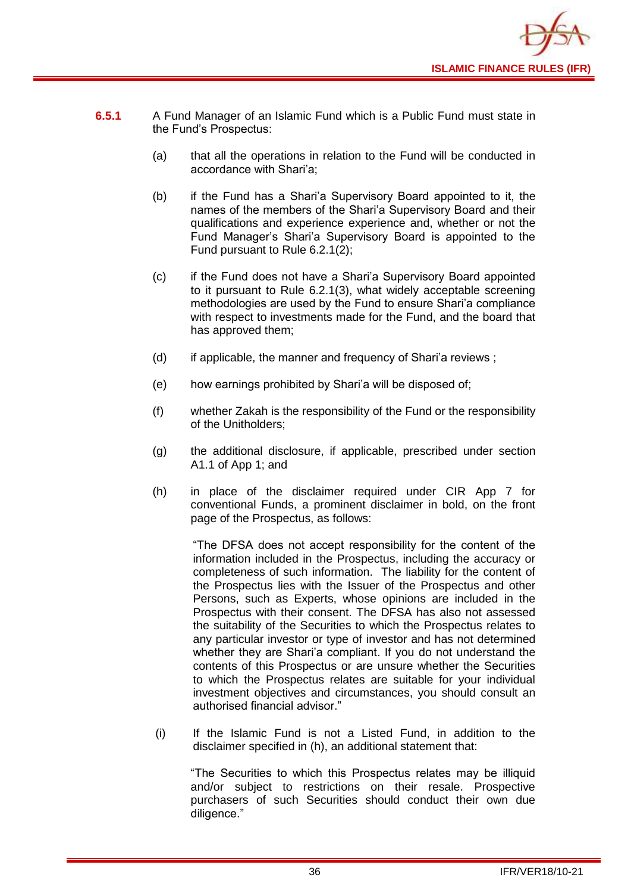**6.5.1** A Fund Manager of an Islamic Fund which is a Public Fund must state in the Fund's Prospectus:

(a) that all the operations in relation to the Fund will be conducted in accordance with Shari'a;

(b) if the Fund has a Shari'a Supervisory Board appointed to it, the names of the members of the Shari'a Supervisory Board and their qualifications and experience experience and, whether or not the Fund Manager's Shari'a Supervisory Board is appointed to the Fund pursuant to Rule 6.2.1(2);

(c) if the Fund does not have a Shari'a Supervisory Board appointed to it pursuant to Rule 6.2.1(3), what widely acceptable screening methodologies are used by the Fund to ensure Shari'a compliance with respect to investments made for the Fund, and the board that has approved them;

(d) if applicable, the manner and frequency of Shari'a reviews ;

(e) how earnings prohibited by Shari'a will be disposed of;

(f) whether Zakah is the responsibility of the Fund or the responsibility of the Unitholders;

(g) the additional disclosure, if applicable, prescribed under section A1.1 of App 1; and

(h) in place of the disclaimer required under CIR App 7 for conventional Funds, a prominent disclaimer in bold, on the front page of the Prospectus, as follows:

"The DFSA does not accept responsibility for the content of the information included in the Prospectus, including the accuracy or completeness of such information. The liability for the content of the Prospectus lies with the Issuer of the Prospectus and other Persons, such as Experts, whose opinions are included in the Prospectus with their consent. The DFSA has also not assessed the suitability of the Securities to which the Prospectus relates to any particular investor or type of investor and has not determined whether they are Shari'a compliant. If you do not understand the contents of this Prospectus or are unsure whether the Securities to which the Prospectus relates are suitable for your individual investment objectives and circumstances, you should consult an authorised financial advisor."

(i) If the Islamic Fund is not a Listed Fund, in addition to the disclaimer specified in (h), an additional statement that:

"The Securities to which this Prospectus relates may be illiquid and/or subject to restrictions on their resale. Prospective purchasers of such Securities should conduct their own due diligence."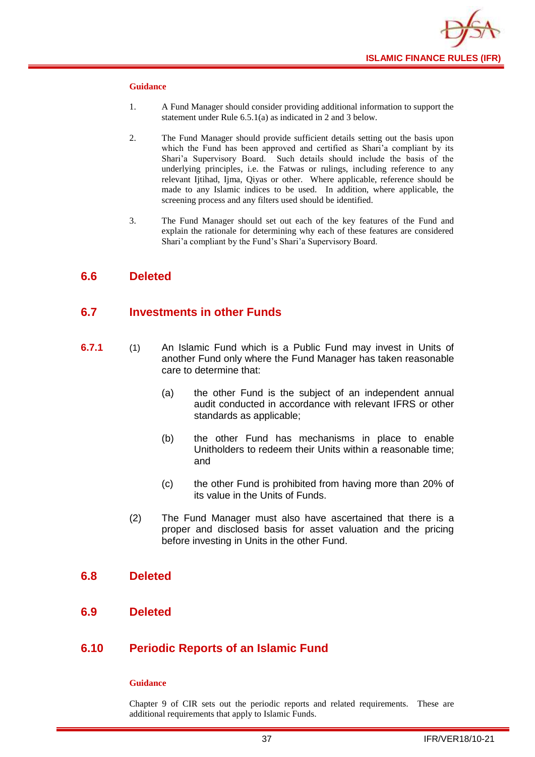**Guidance**

1. A Fund Manager should consider providing additional information to support the statement under Rule 6.5.1(a) as indicated in 2 and 3 below.

2. The Fund Manager should provide sufficient details setting out the basis upon which the Fund has been approved and certified as Shari'a compliant by its Shari'a Supervisory Board. Such details should include the basis of the underlying principles, i.e. the Fatwas or rulings, including reference to any relevant Ijtihad, Ijma, Qiyas or other. Where applicable, reference should be made to any Islamic indices to be used. In addition, where applicable, the screening process and any filters used should be identified.

3. The Fund Manager should set out each of the key features of the Fund and explain the rationale for determining why each of these features are considered Shari'a compliant by the Fund's Shari'a Supervisory Board.

## 6.6 Deleted

## 6.7 Investments in other Funds

**6.7.1** (1) An Islamic Fund which is a Public Fund may invest in Units of another Fund only where the Fund Manager has taken reasonable care to determine that:

(a) the other Fund is the subject of an independent annual audit conducted in accordance with relevant IFRS or other standards as applicable;

(b) the other Fund has mechanisms in place to enable Unitholders to redeem their Units within a reasonable time; and

(c) the other Fund is prohibited from having more than 20% of its value in the Units of Funds.

(2) The Fund Manager must also have ascertained that there is a proper and disclosed basis for asset valuation and the pricing before investing in Units in the other Fund.

## 6.8 Deleted

## 6.9 Deleted

## 6.10 Periodic Reports of an Islamic Fund

**Guidance**

Chapter 9 of CIR sets out the periodic reports and related requirements. These are additional requirements that apply to Islamic Funds.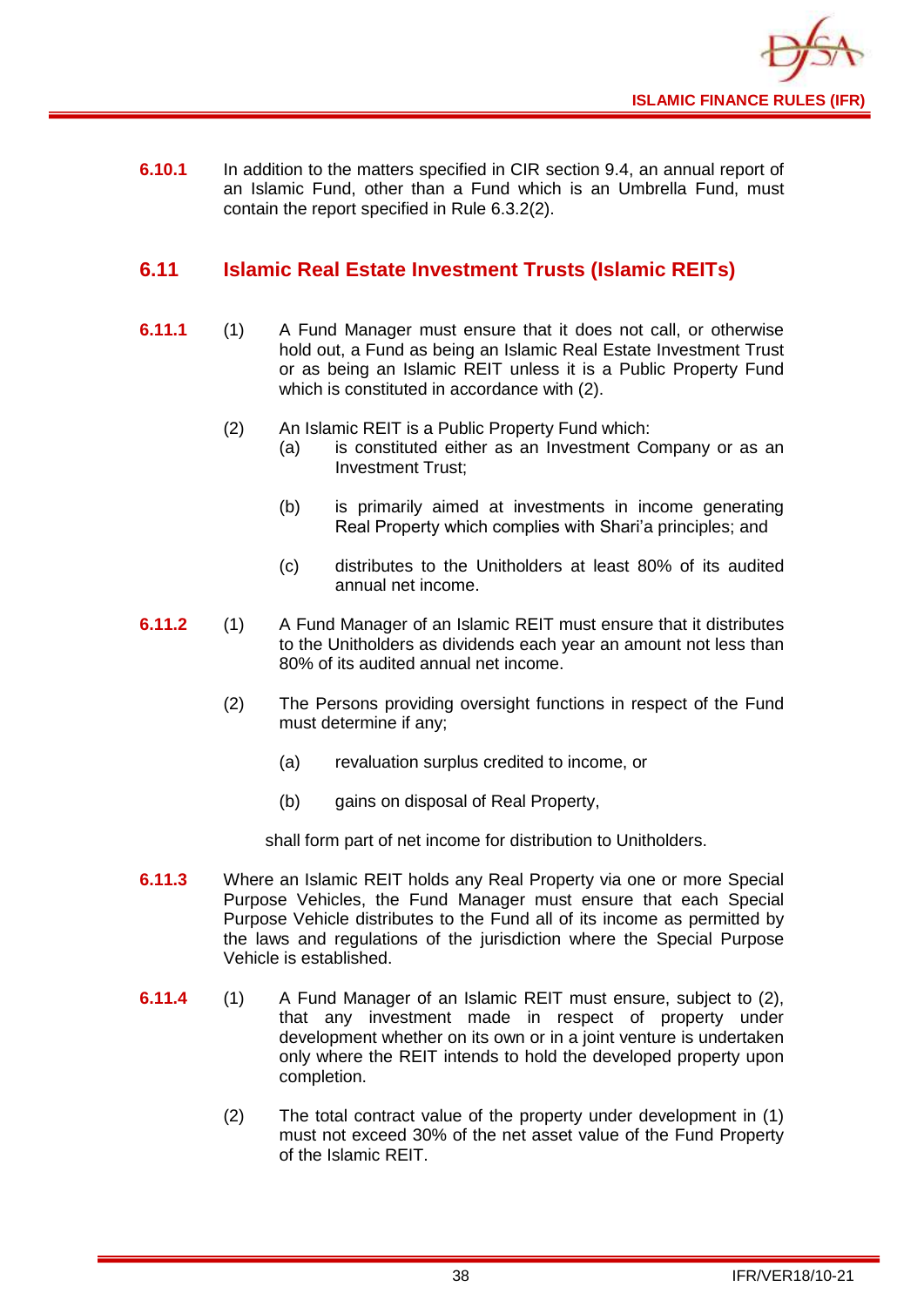**6.10.1** In addition to the matters specified in CIR section 9.4, an annual report of an Islamic Fund, other than a Fund which is an Umbrella Fund, must contain the report specified in Rule 6.3.2(2).

## 6.11 Islamic Real Estate Investment Trusts (Islamic REITs)

**6.11.1** (1) A Fund Manager must ensure that it does not call, or otherwise hold out, a Fund as being an Islamic Real Estate Investment Trust or as being an Islamic REIT unless it is a Public Property Fund which is constituted in accordance with (2).

(2) An Islamic REIT is a Public Property Fund which:

(a) is constituted either as an Investment Company or as an Investment Trust;

(b) is primarily aimed at investments in income generating Real Property which complies with Shari'a principles; and

(c) distributes to the Unitholders at least 80% of its audited annual net income.

**6.11.2** (1) A Fund Manager of an Islamic REIT must ensure that it distributes to the Unitholders as dividends each year an amount not less than 80% of its audited annual net income.

(2) The Persons providing oversight functions in respect of the Fund must determine if any;

(a) revaluation surplus credited to income, or

(b) gains on disposal of Real Property,

shall form part of net income for distribution to Unitholders.

**6.11.3** Where an Islamic REIT holds any Real Property via one or more Special Purpose Vehicles, the Fund Manager must ensure that each Special Purpose Vehicle distributes to the Fund all of its income as permitted by the laws and regulations of the jurisdiction where the Special Purpose Vehicle is established.

**6.11.4** (1) A Fund Manager of an Islamic REIT must ensure, subject to (2), that any investment made in respect of property under development whether on its own or in a joint venture is undertaken only where the REIT intends to hold the developed property upon completion.

(2) The total contract value of the property under development in (1) must not exceed 30% of the net asset value of the Fund Property of the Islamic REIT.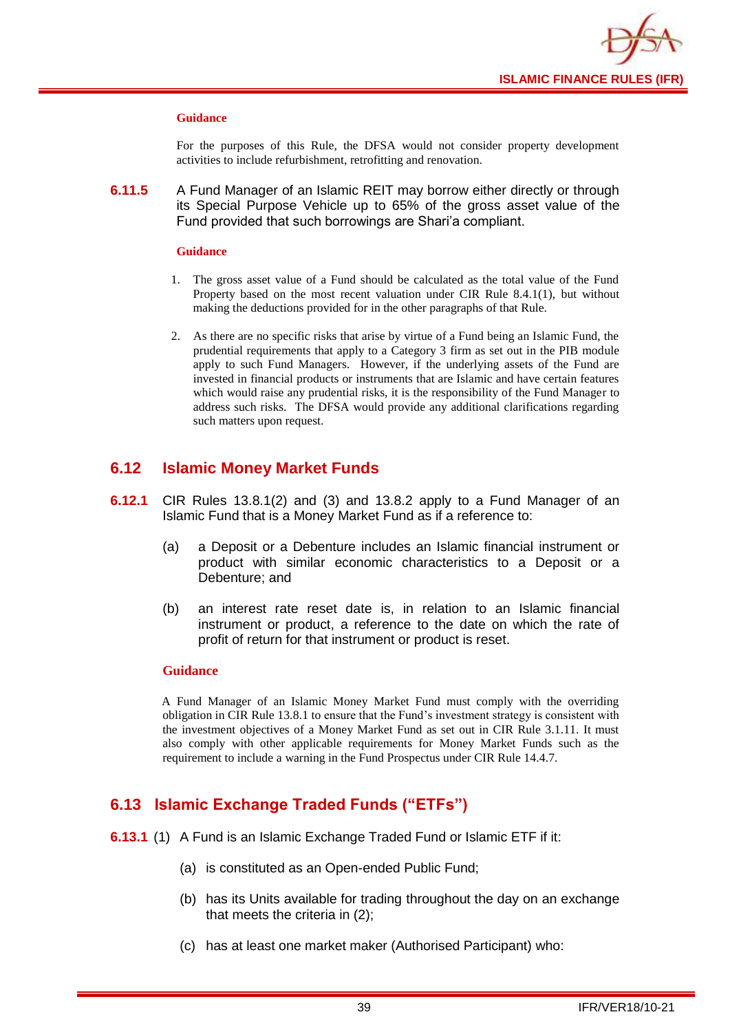**Guidance**

For the purposes of this Rule, the DFSA would not consider property development activities to include refurbishment, retrofitting and renovation.

**6.11.5** A Fund Manager of an Islamic REIT may borrow either directly or through its Special Purpose Vehicle up to 65% of the gross asset value of the Fund provided that such borrowings are Shari'a compliant.

**Guidance**

1. The gross asset value of a Fund should be calculated as the total value of the Fund Property based on the most recent valuation under CIR Rule 8.4.1(1), but without making the deductions provided for in the other paragraphs of that Rule.
2. As there are no specific risks that arise by virtue of a Fund being an Islamic Fund, the prudential requirements that apply to a Category 3 firm as set out in the PIB module apply to such Fund Managers. However, if the underlying assets of the Fund are invested in financial products or instruments that are Islamic and have certain features which would raise any prudential risks, it is the responsibility of the Fund Manager to address such risks. The DFSA would provide any additional clarifications regarding such matters upon request.

## 6.12 Islamic Money Market Funds

**6.12.1** CIR Rules 13.8.1(2) and (3) and 13.8.2 apply to a Fund Manager of an Islamic Fund that is a Money Market Fund as if a reference to:

(a) a Deposit or a Debenture includes an Islamic financial instrument or product with similar economic characteristics to a Deposit or a Debenture; and

(b) an interest rate reset date is, in relation to an Islamic financial instrument or product, a reference to the date on which the rate of profit of return for that instrument or product is reset.

**Guidance**

A Fund Manager of an Islamic Money Market Fund must comply with the overriding obligation in CIR Rule 13.8.1 to ensure that the Fund's investment strategy is consistent with the investment objectives of a Money Market Fund as set out in CIR Rule 3.1.11. It must also comply with other applicable requirements for Money Market Funds such as the requirement to include a warning in the Fund Prospectus under CIR Rule 14.4.7.

## 6.13 Islamic Exchange Traded Funds ("ETFs")

**6.13.1** (1) A Fund is an Islamic Exchange Traded Fund or Islamic ETF if it:

(a) is constituted as an Open-ended Public Fund;

(b) has its Units available for trading throughout the day on an exchange that meets the criteria in (2);

(c) has at least one market maker (Authorised Participant) who: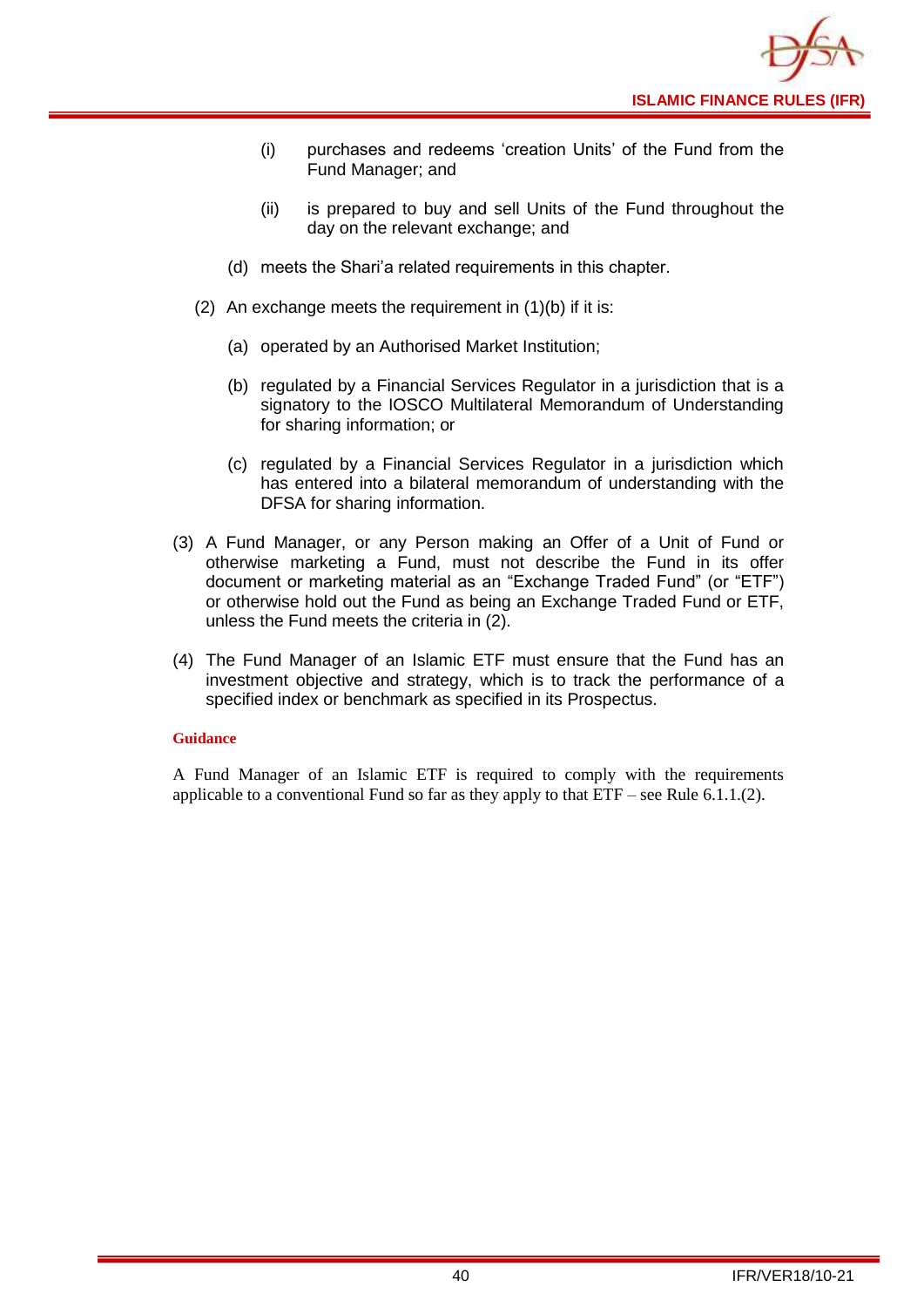(i) purchases and redeems 'creation Units' of the Fund from the Fund Manager; and

(ii) is prepared to buy and sell Units of the Fund throughout the day on the relevant exchange; and

(d) meets the Shari'a related requirements in this chapter.

(2) An exchange meets the requirement in (1)(b) if it is:

(a) operated by an Authorised Market Institution;

(b) regulated by a Financial Services Regulator in a jurisdiction that is a signatory to the IOSCO Multilateral Memorandum of Understanding for sharing information; or

(c) regulated by a Financial Services Regulator in a jurisdiction which has entered into a bilateral memorandum of understanding with the DFSA for sharing information.

(3) A Fund Manager, or any Person making an Offer of a Unit of Fund or otherwise marketing a Fund, must not describe the Fund in its offer document or marketing material as an "Exchange Traded Fund" (or "ETF") or otherwise hold out the Fund as being an Exchange Traded Fund or ETF, unless the Fund meets the criteria in (2).

(4) The Fund Manager of an Islamic ETF must ensure that the Fund has an investment objective and strategy, which is to track the performance of a specified index or benchmark as specified in its Prospectus.

**Guidance**

A Fund Manager of an Islamic ETF is required to comply with the requirements applicable to a conventional Fund so far as they apply to that ETF – see Rule 6.1.1.(2).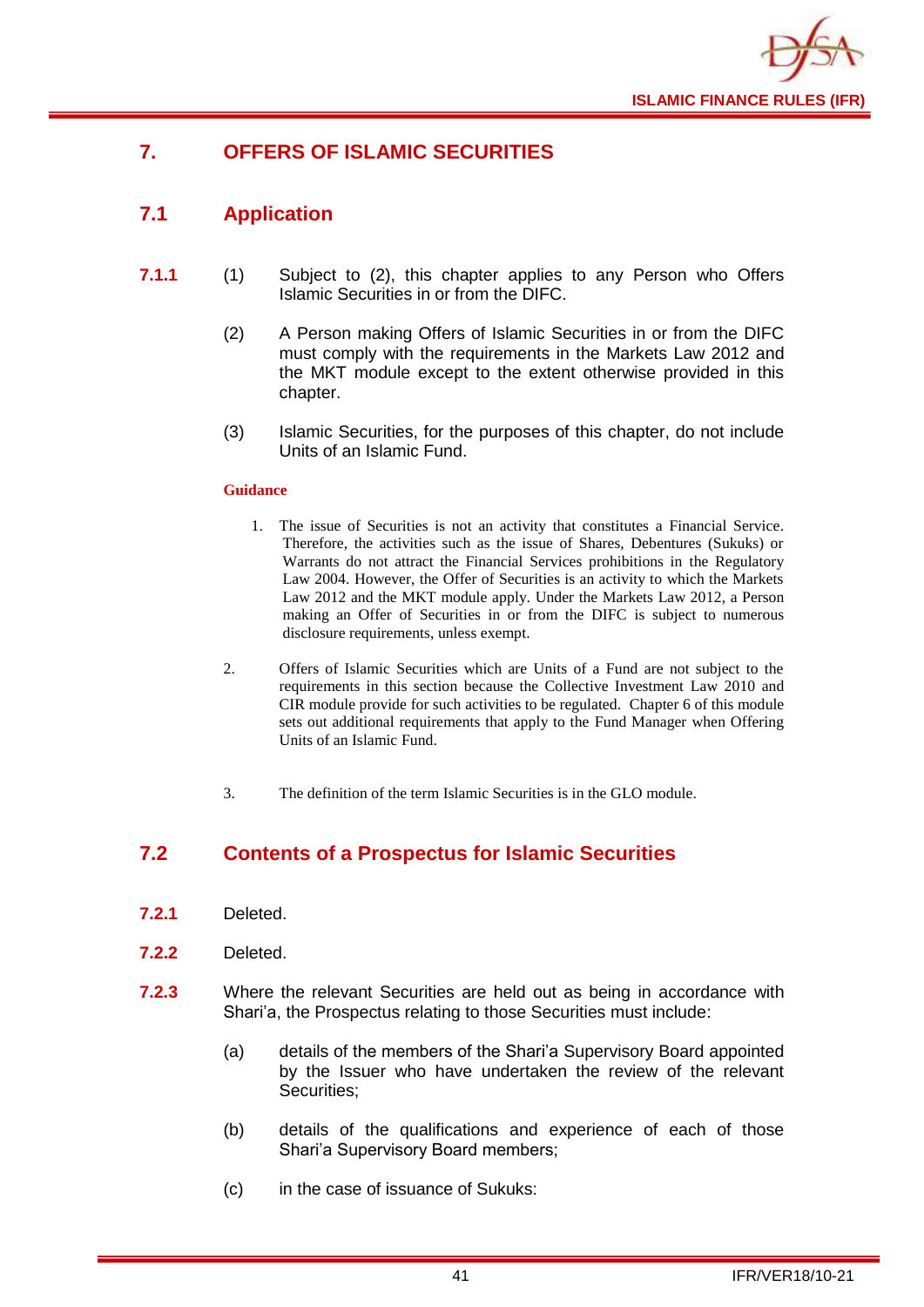# 7. OFFERS OF ISLAMIC SECURITIES

## 7.1 Application

**7.1.1** (1) Subject to (2), this chapter applies to any Person who Offers Islamic Securities in or from the DIFC.

(2) A Person making Offers of Islamic Securities in or from the DIFC must comply with the requirements in the Markets Law 2012 and the MKT module except to the extent otherwise provided in this chapter.

(3) Islamic Securities, for the purposes of this chapter, do not include Units of an Islamic Fund.

**Guidance**

1. The issue of Securities is not an activity that constitutes a Financial Service. Therefore, the activities such as the issue of Shares, Debentures (Sukuks) or Warrants do not attract the Financial Services prohibitions in the Regulatory Law 2004. However, the Offer of Securities is an activity to which the Markets Law 2012 and the MKT module apply. Under the Markets Law 2012, a Person making an Offer of Securities in or from the DIFC is subject to numerous disclosure requirements, unless exempt.

2. Offers of Islamic Securities which are Units of a Fund are not subject to the requirements in this section because the Collective Investment Law 2010 and CIR module provide for such activities to be regulated. Chapter 6 of this module sets out additional requirements that apply to the Fund Manager when Offering Units of an Islamic Fund.

3. The definition of the term Islamic Securities is in the GLO module.

## 7.2 Contents of a Prospectus for Islamic Securities

**7.2.1** Deleted.

**7.2.2** Deleted.

**7.2.3** Where the relevant Securities are held out as being in accordance with Shari'a, the Prospectus relating to those Securities must include:

(a) details of the members of the Shari'a Supervisory Board appointed by the Issuer who have undertaken the review of the relevant Securities;

(b) details of the qualifications and experience of each of those Shari'a Supervisory Board members;

(c) in the case of issuance of Sukuks: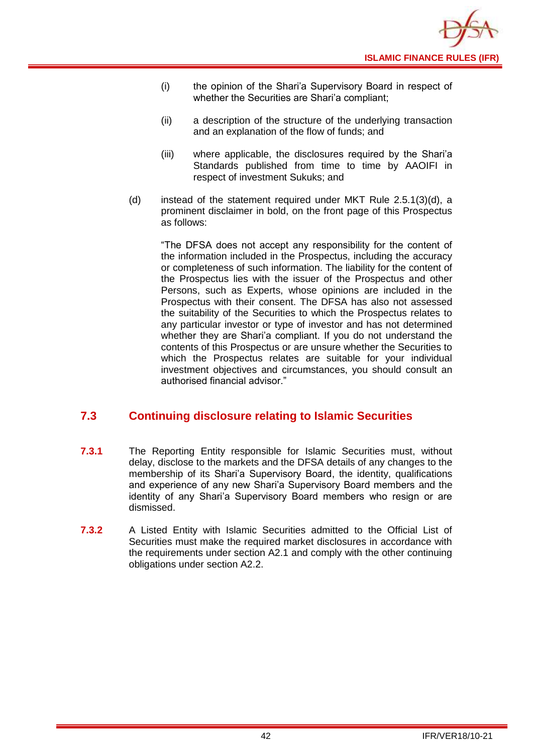(i) the opinion of the Shari'a Supervisory Board in respect of whether the Securities are Shari'a compliant;

(ii) a description of the structure of the underlying transaction and an explanation of the flow of funds; and

(iii) where applicable, the disclosures required by the Shari'a Standards published from time to time by AAOIFI in respect of investment Sukuks; and

(d) instead of the statement required under MKT Rule 2.5.1(3)(d), a prominent disclaimer in bold, on the front page of this Prospectus as follows:

"The DFSA does not accept any responsibility for the content of the information included in the Prospectus, including the accuracy or completeness of such information. The liability for the content of the Prospectus lies with the issuer of the Prospectus and other Persons, such as Experts, whose opinions are included in the Prospectus with their consent. The DFSA has also not assessed the suitability of the Securities to which the Prospectus relates to any particular investor or type of investor and has not determined whether they are Shari'a compliant. If you do not understand the contents of this Prospectus or are unsure whether the Securities to which the Prospectus relates are suitable for your individual investment objectives and circumstances, you should consult an authorised financial advisor."

## 7.3 Continuing disclosure relating to Islamic Securities

**7.3.1** The Reporting Entity responsible for Islamic Securities must, without delay, disclose to the markets and the DFSA details of any changes to the membership of its Shari'a Supervisory Board, the identity, qualifications and experience of any new Shari'a Supervisory Board members and the identity of any Shari'a Supervisory Board members who resign or are dismissed.

**7.3.2** A Listed Entity with Islamic Securities admitted to the Official List of Securities must make the required market disclosures in accordance with the requirements under section A2.1 and comply with the other continuing obligations under section A2.2.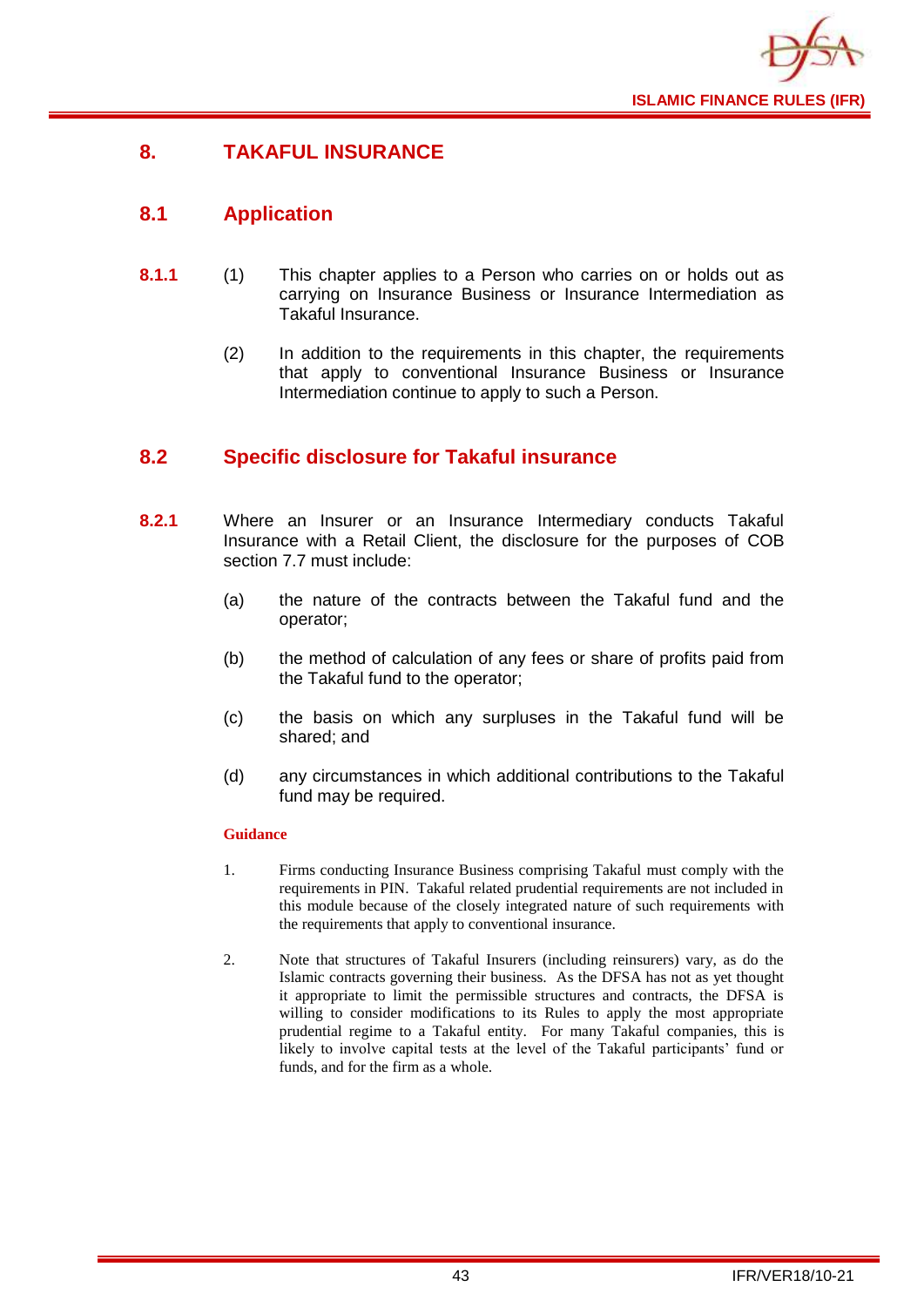# 8. TAKAFUL INSURANCE

## 8.1 Application

**8.1.1** (1) This chapter applies to a Person who carries on or holds out as carrying on Insurance Business or Insurance Intermediation as Takaful Insurance.

(2) In addition to the requirements in this chapter, the requirements that apply to conventional Insurance Business or Insurance Intermediation continue to apply to such a Person.

## 8.2 Specific disclosure for Takaful insurance

**8.2.1** Where an Insurer or an Insurance Intermediary conducts Takaful Insurance with a Retail Client, the disclosure for the purposes of COB section 7.7 must include:

(a) the nature of the contracts between the Takaful fund and the operator;

(b) the method of calculation of any fees or share of profits paid from the Takaful fund to the operator;

(c) the basis on which any surpluses in the Takaful fund will be shared; and

(d) any circumstances in which additional contributions to the Takaful fund may be required.

**Guidance**

1. Firms conducting Insurance Business comprising Takaful must comply with the requirements in PIN. Takaful related prudential requirements are not included in this module because of the closely integrated nature of such requirements with the requirements that apply to conventional insurance.

2. Note that structures of Takaful Insurers (including reinsurers) vary, as do the Islamic contracts governing their business. As the DFSA has not as yet thought it appropriate to limit the permissible structures and contracts, the DFSA is willing to consider modifications to its Rules to apply the most appropriate prudential regime to a Takaful entity. For many Takaful companies, this is likely to involve capital tests at the level of the Takaful participants' fund or funds, and for the firm as a whole.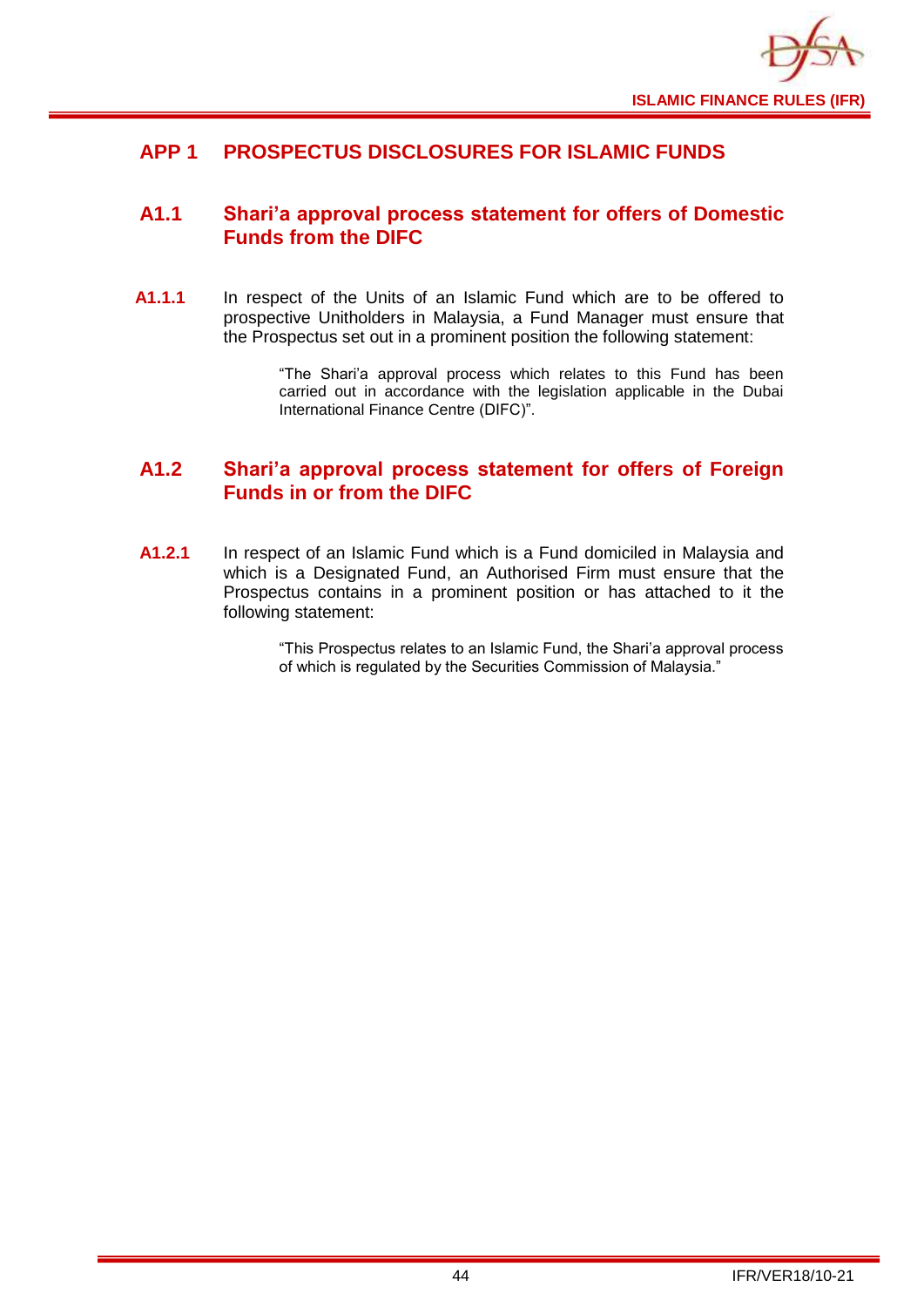# APP 1 PROSPECTUS DISCLOSURES FOR ISLAMIC FUNDS

## A1.1 Shari'a approval process statement for offers of Domestic Funds from the DIFC

**A1.1.1** In respect of the Units of an Islamic Fund which are to be offered to prospective Unitholders in Malaysia, a Fund Manager must ensure that the Prospectus set out in a prominent position the following statement:

> "The Shari'a approval process which relates to this Fund has been carried out in accordance with the legislation applicable in the Dubai International Finance Centre (DIFC)".

## A1.2 Shari'a approval process statement for offers of Foreign Funds in or from the DIFC

**A1.2.1** In respect of an Islamic Fund which is a Fund domiciled in Malaysia and which is a Designated Fund, an Authorised Firm must ensure that the Prospectus contains in a prominent position or has attached to it the following statement:

> "This Prospectus relates to an Islamic Fund, the Shari'a approval process of which is regulated by the Securities Commission of Malaysia."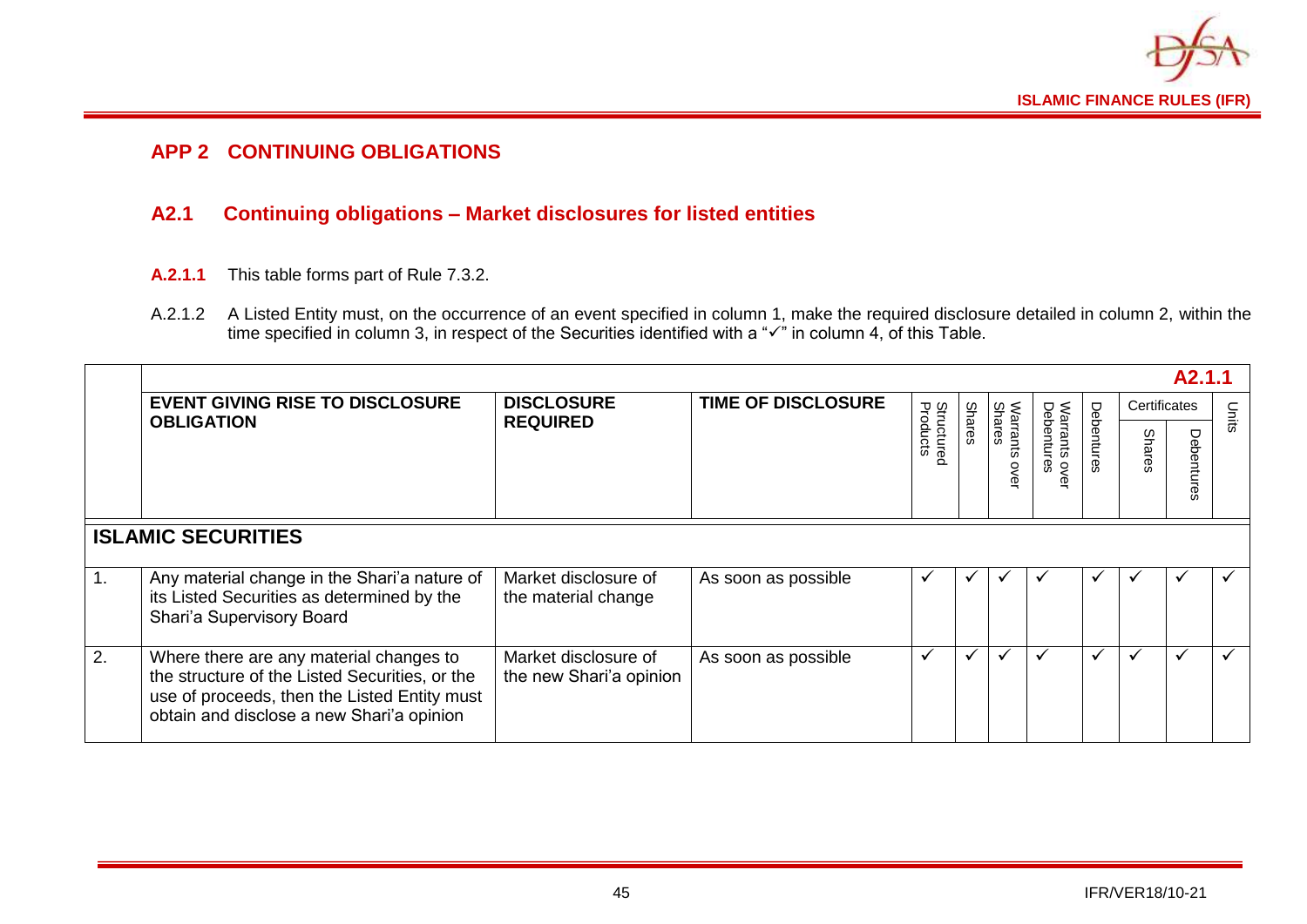## APP 2 CONTINUING OBLIGATIONS

### A2.1 Continuing obligations – Market disclosures for listed entities

**A.2.1.1** This table forms part of Rule 7.3.2.

A.2.1.2 A Listed Entity must, on the occurrence of an event specified in column 1, make the required disclosure detailed in column 2, within the time specified in column 3, in respect of the Securities identified with a "✓" in column 4, of this Table.

**A2.1.1**

| | EVENT GIVING RISE TO DISCLOSURE OBLIGATION | DISCLOSURE REQUIRED | TIME OF DISCLOSURE | Structured Products | Shares | Warrants over Shares | Warrants over Debentures | Debentures | Certificates | | Units |
|---|---|---|---|---|---|---|---|---|---|---|---|
| | | | | | | | | | Shares | Debentures | |
| **ISLAMIC SECURITIES** | | | | | | | | | | | |
| 1. | Any material change in the Shari'a nature of its Listed Securities as determined by the Shari'a Supervisory Board | Market disclosure of the material change | As soon as possible | ✓ | ✓ | ✓ | ✓ | ✓ | ✓ | ✓ | ✓ |
| 2. | Where there are any material changes to the structure of the Listed Securities, or the use of proceeds, then the Listed Entity must obtain and disclose a new Shari'a opinion | Market disclosure of the new Shari'a opinion | As soon as possible | ✓ | ✓ | ✓ | ✓ | ✓ | ✓ | ✓ | ✓ |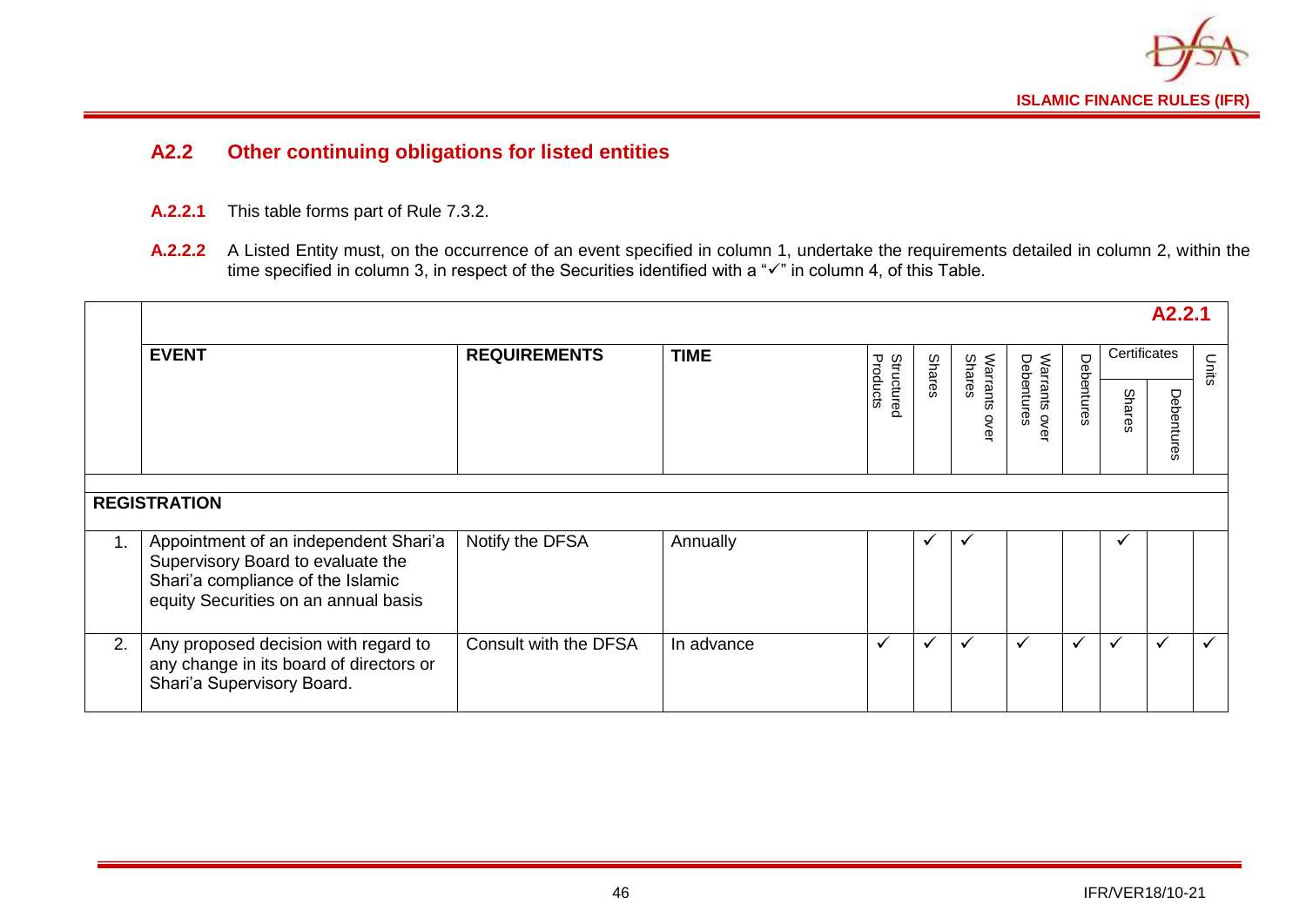## A2.2 Other continuing obligations for listed entities

**A.2.2.1** This table forms part of Rule 7.3.2.

**A.2.2.2** A Listed Entity must, on the occurrence of an event specified in column 1, undertake the requirements detailed in column 2, within the time specified in column 3, in respect of the Securities identified with a "✓" in column 4, of this Table.

| | | | | | | | | | Certificates | | |
|---|---|---|---|---|---|---|---|---|---|---|---|
| | **A2.2.1** | | | | | | | | | | |
| | **EVENT** | **REQUIREMENTS** | **TIME** | Structured Products | Shares | Warrants over Shares | Warrants over Debentures | Debentures | Shares | Debentures | Units |
| **REGISTRATION** | | | | | | | | | | | |
| 1. | Appointment of an independent Shari'a Supervisory Board to evaluate the Shari'a compliance of the Islamic equity Securities on an annual basis | Notify the DFSA | Annually | | ✓ | ✓ | | | ✓ | | |
| 2. | Any proposed decision with regard to any change in its board of directors or Shari'a Supervisory Board. | Consult with the DFSA | In advance | ✓ | ✓ | ✓ | ✓ | ✓ | ✓ | ✓ | ✓ |